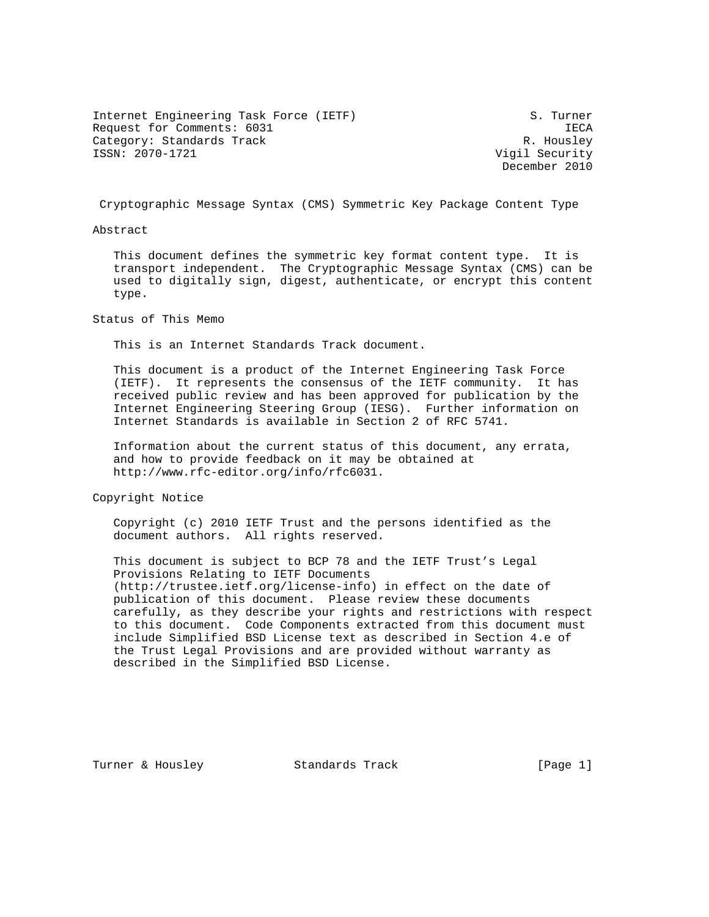Internet Engineering Task Force (IETF)  
Request for Comments: 6031  
Category: Standards Track  
ISSN: 2070-1721

S. Turner  
IECA  
R. Housley  
Vigil Security  
December 2010

# Cryptographic Message Syntax (CMS) Symmetric Key Package Content Type

## Abstract

This document defines the symmetric key format content type. It is transport independent. The Cryptographic Message Syntax (CMS) can be used to digitally sign, digest, authenticate, or encrypt this content type.

## Status of This Memo

This is an Internet Standards Track document.

This document is a product of the Internet Engineering Task Force (IETF). It represents the consensus of the IETF community. It has received public review and has been approved for publication by the Internet Engineering Steering Group (IESG). Further information on Internet Standards is available in Section 2 of RFC 5741.

Information about the current status of this document, any errata, and how to provide feedback on it may be obtained at http://www.rfc-editor.org/info/rfc6031.

## Copyright Notice

Copyright (c) 2010 IETF Trust and the persons identified as the document authors. All rights reserved.

This document is subject to BCP 78 and the IETF Trust's Legal Provisions Relating to IETF Documents (http://trustee.ietf.org/license-info) in effect on the date of publication of this document. Please review these documents carefully, as they describe your rights and restrictions with respect to this document. Code Components extracted from this document must include Simplified BSD License text as described in Section 4.e of the Trust Legal Provisions and are provided without warranty as described in the Simplified BSD License.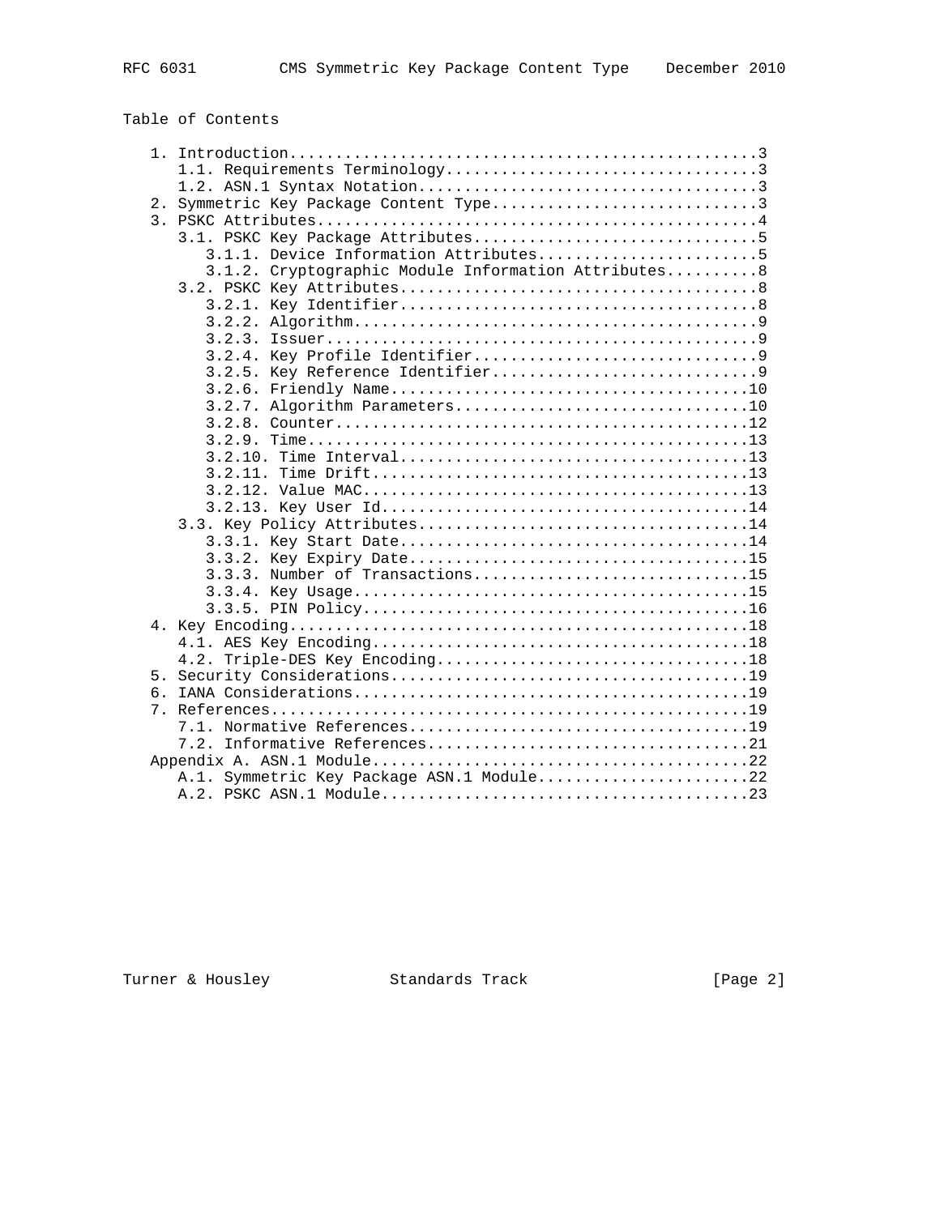Table of Contents

```
   1. Introduction ....................................................3
      1.1. Requirements Terminology ...................................3
      1.2. ASN.1 Syntax Notation ......................................3
   2. Symmetric Key Package Content Type ..............................3
   3. PSKC Attributes .................................................4
      3.1. PSKC Key Package Attributes ................................5
         3.1.1. Device Information Attributes .........................5
         3.1.2. Cryptographic Module Information Attributes ...........8
      3.2. PSKC Key Attributes ........................................8
         3.2.1. Key Identifier ........................................8
         3.2.2. Algorithm .............................................9
         3.2.3. Issuer ................................................9
         3.2.4. Key Profile Identifier ................................9
         3.2.5. Key Reference Identifier ..............................9
         3.2.6. Friendly Name ........................................10
         3.2.7. Algorithm Parameters .................................10
         3.2.8. Counter ..............................................12
         3.2.9. Time .................................................13
         3.2.10. Time Interval .......................................13
         3.2.11. Time Drift ..........................................13
         3.2.12. Value MAC ...........................................13
         3.2.13. Key User Id .........................................14
      3.3. Key Policy Attributes .....................................14
         3.3.1. Key Start Date .......................................14
         3.3.2. Key Expiry Date ......................................15
         3.3.3. Number of Transactions ...............................15
         3.3.4. Key Usage ............................................15
         3.3.5. PIN Policy ...........................................16
   4. Key Encoding ...................................................18
      4.1. AES Key Encoding ..........................................18
      4.2. Triple-DES Key Encoding ...................................18
   5. Security Considerations ........................................19
   6. IANA Considerations ............................................19
   7. References .....................................................19
      7.1. Normative References ......................................19
      7.2. Informative References ....................................21
   Appendix A. ASN.1 Module ..........................................22
      A.1. Symmetric Key Package ASN.1 Module ........................22
      A.2. PSKC ASN.1 Module .........................................23
```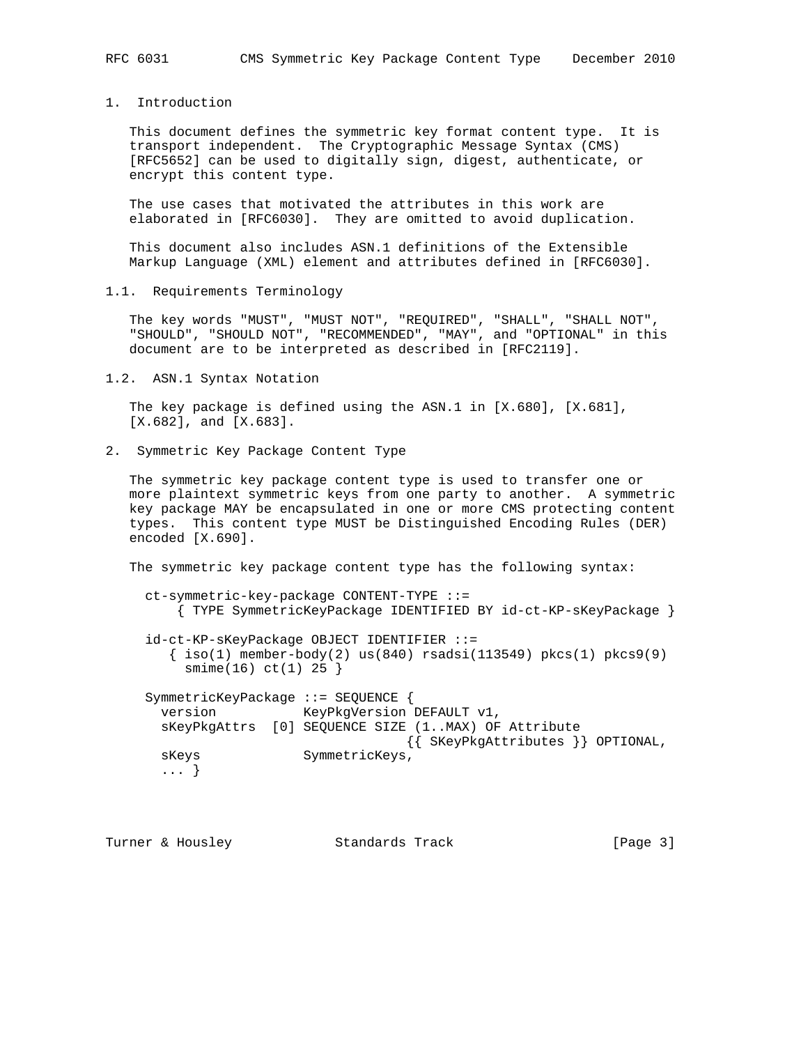## 1. Introduction

This document defines the symmetric key format content type. It is transport independent. The Cryptographic Message Syntax (CMS) [RFC5652] can be used to digitally sign, digest, authenticate, or encrypt this content type.

The use cases that motivated the attributes in this work are elaborated in [RFC6030]. They are omitted to avoid duplication.

This document also includes ASN.1 definitions of the Extensible Markup Language (XML) element and attributes defined in [RFC6030].

### 1.1. Requirements Terminology

The key words "MUST", "MUST NOT", "REQUIRED", "SHALL", "SHALL NOT", "SHOULD", "SHOULD NOT", "RECOMMENDED", "MAY", and "OPTIONAL" in this document are to be interpreted as described in [RFC2119].

### 1.2. ASN.1 Syntax Notation

The key package is defined using the ASN.1 in [X.680], [X.681], [X.682], and [X.683].

## 2. Symmetric Key Package Content Type

The symmetric key package content type is used to transfer one or more plaintext symmetric keys from one party to another. A symmetric key package MAY be encapsulated in one or more CMS protecting content types. This content type MUST be Distinguished Encoding Rules (DER) encoded [X.690].

The symmetric key package content type has the following syntax:

```
  ct-symmetric-key-package CONTENT-TYPE ::=
      { TYPE SymmetricKeyPackage IDENTIFIED BY id-ct-KP-sKeyPackage }

  id-ct-KP-sKeyPackage OBJECT IDENTIFIER ::=
     { iso(1) member-body(2) us(840) rsadsi(113549) pkcs(1) pkcs9(9)
       smime(16) ct(1) 25 }

  SymmetricKeyPackage ::= SEQUENCE {
    version           KeyPkgVersion DEFAULT v1,
    sKeyPkgAttrs  [0] SEQUENCE SIZE (1..MAX) OF Attribute
                                   {{ SKeyPkgAttributes }} OPTIONAL,
    sKeys             SymmetricKeys,
    ... }
```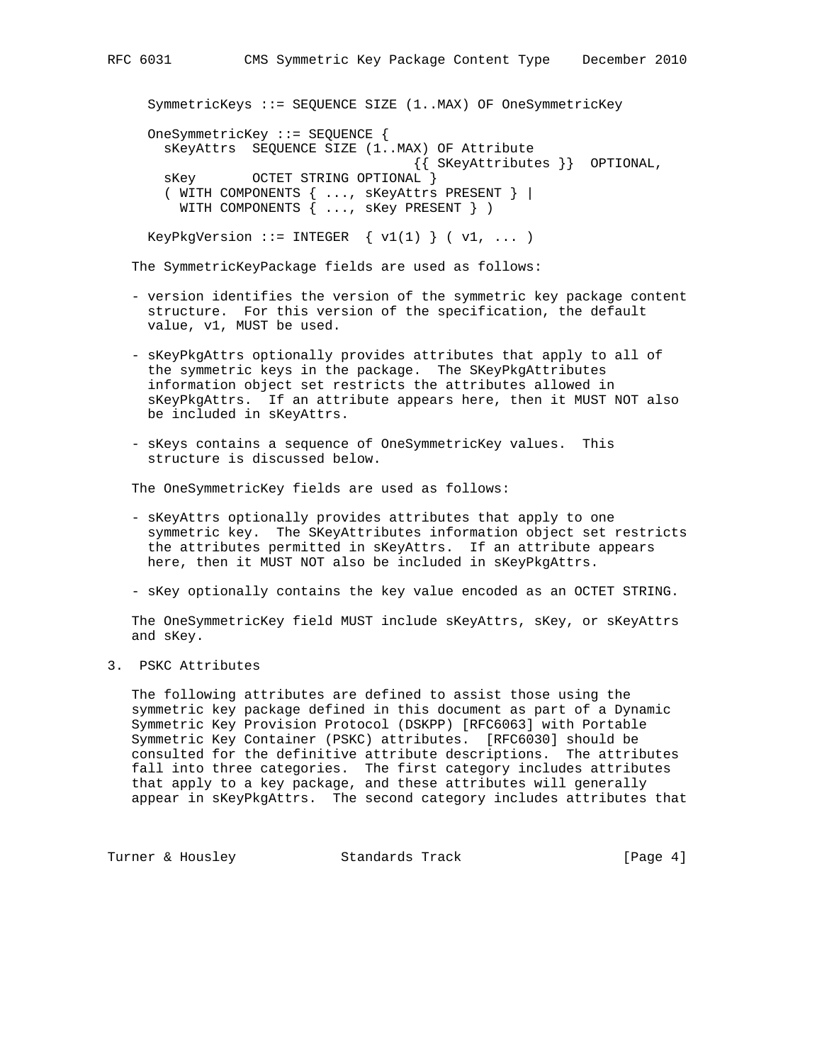```
SymmetricKeys ::= SEQUENCE SIZE (1..MAX) OF OneSymmetricKey

OneSymmetricKey ::= SEQUENCE {
  sKeyAttrs  SEQUENCE SIZE (1..MAX) OF Attribute
                                {{ SKeyAttributes }}  OPTIONAL,
  sKey       OCTET STRING OPTIONAL }
  ( WITH COMPONENTS { ..., sKeyAttrs PRESENT } |
    WITH COMPONENTS { ..., sKey PRESENT } )

KeyPkgVersion ::= INTEGER  { v1(1) } ( v1, ... )
```

The SymmetricKeyPackage fields are used as follows:

- version identifies the version of the symmetric key package content structure. For this version of the specification, the default value, v1, MUST be used.

- sKeyPkgAttrs optionally provides attributes that apply to all of the symmetric keys in the package. The SKeyPkgAttributes information object set restricts the attributes allowed in sKeyPkgAttrs. If an attribute appears here, then it MUST NOT also be included in sKeyAttrs.

- sKeys contains a sequence of OneSymmetricKey values. This structure is discussed below.

The OneSymmetricKey fields are used as follows:

- sKeyAttrs optionally provides attributes that apply to one symmetric key. The SKeyAttributes information object set restricts the attributes permitted in sKeyAttrs. If an attribute appears here, then it MUST NOT also be included in sKeyPkgAttrs.

- sKey optionally contains the key value encoded as an OCTET STRING.

The OneSymmetricKey field MUST include sKeyAttrs, sKey, or sKeyAttrs and sKey.

# 3. PSKC Attributes

The following attributes are defined to assist those using the symmetric key package defined in this document as part of a Dynamic Symmetric Key Provision Protocol (DSKPP) [RFC6063] with Portable Symmetric Key Container (PSKC) attributes. [RFC6030] should be consulted for the definitive attribute descriptions. The attributes fall into three categories. The first category includes attributes that apply to a key package, and these attributes will generally appear in sKeyPkgAttrs. The second category includes attributes that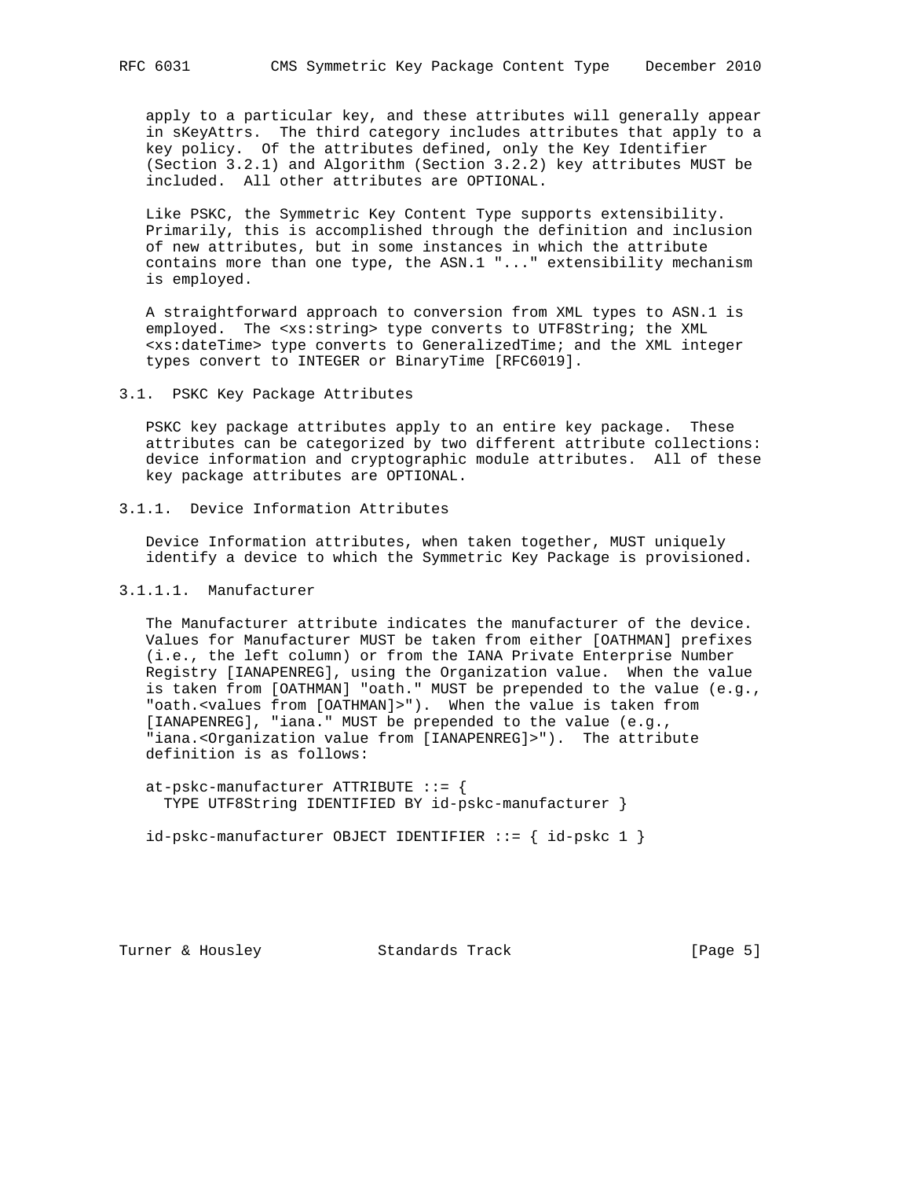apply to a particular key, and these attributes will generally appear in sKeyAttrs. The third category includes attributes that apply to a key policy. Of the attributes defined, only the Key Identifier (Section 3.2.1) and Algorithm (Section 3.2.2) key attributes MUST be included. All other attributes are OPTIONAL.

Like PSKC, the Symmetric Key Content Type supports extensibility. Primarily, this is accomplished through the definition and inclusion of new attributes, but in some instances in which the attribute contains more than one type, the ASN.1 "..." extensibility mechanism is employed.

A straightforward approach to conversion from XML types to ASN.1 is employed. The <xs:string> type converts to UTF8String; the XML <xs:dateTime> type converts to GeneralizedTime; and the XML integer types convert to INTEGER or BinaryTime [RFC6019].

## 3.1. PSKC Key Package Attributes

PSKC key package attributes apply to an entire key package. These attributes can be categorized by two different attribute collections: device information and cryptographic module attributes. All of these key package attributes are OPTIONAL.

### 3.1.1. Device Information Attributes

Device Information attributes, when taken together, MUST uniquely identify a device to which the Symmetric Key Package is provisioned.

#### 3.1.1.1. Manufacturer

The Manufacturer attribute indicates the manufacturer of the device. Values for Manufacturer MUST be taken from either [OATHMAN] prefixes (i.e., the left column) or from the IANA Private Enterprise Number Registry [IANAPENREG], using the Organization value. When the value is taken from [OATHMAN] "oath." MUST be prepended to the value (e.g., "oath.<values from [OATHMAN]>"). When the value is taken from [IANAPENREG], "iana." MUST be prepended to the value (e.g., "iana.<Organization value from [IANAPENREG]>"). The attribute definition is as follows:

```
at-pskc-manufacturer ATTRIBUTE ::= {
  TYPE UTF8String IDENTIFIED BY id-pskc-manufacturer }

id-pskc-manufacturer OBJECT IDENTIFIER ::= { id-pskc 1 }
```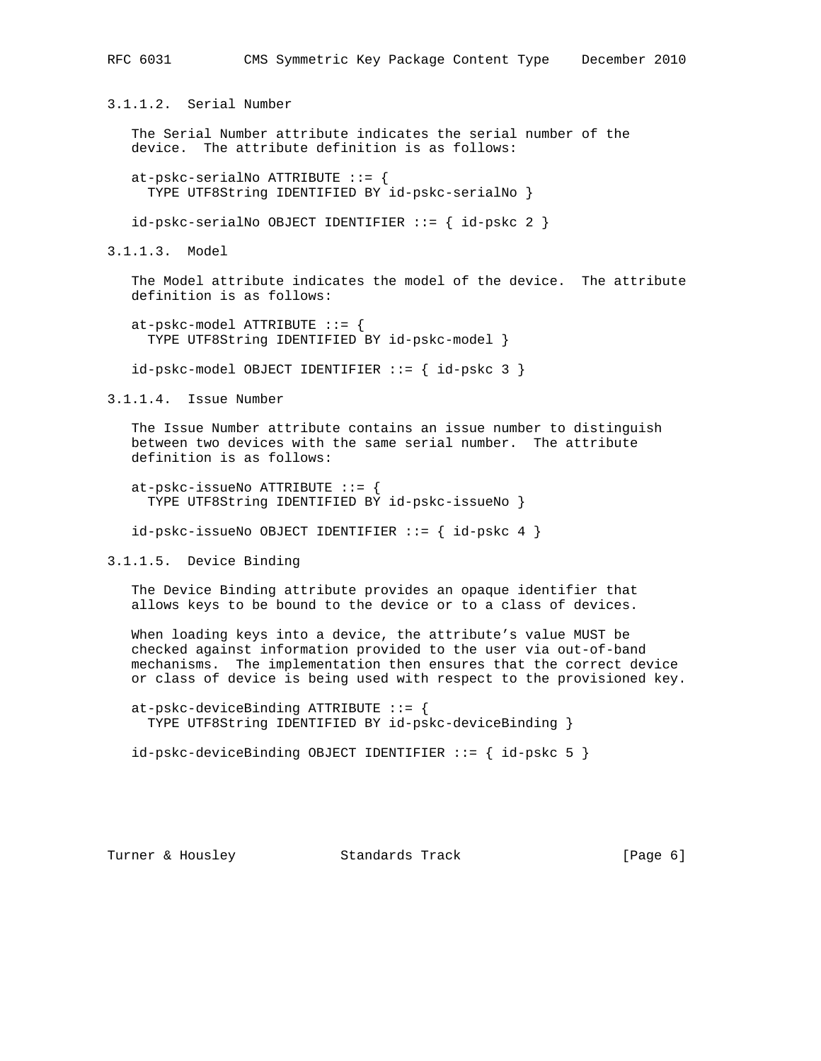#### 3.1.1.2. Serial Number

The Serial Number attribute indicates the serial number of the device. The attribute definition is as follows:

```
at-pskc-serialNo ATTRIBUTE ::= {
  TYPE UTF8String IDENTIFIED BY id-pskc-serialNo }

id-pskc-serialNo OBJECT IDENTIFIER ::= { id-pskc 2 }
```

#### 3.1.1.3. Model

The Model attribute indicates the model of the device. The attribute definition is as follows:

```
at-pskc-model ATTRIBUTE ::= {
  TYPE UTF8String IDENTIFIED BY id-pskc-model }

id-pskc-model OBJECT IDENTIFIER ::= { id-pskc 3 }
```

#### 3.1.1.4. Issue Number

The Issue Number attribute contains an issue number to distinguish between two devices with the same serial number. The attribute definition is as follows:

```
at-pskc-issueNo ATTRIBUTE ::= {
  TYPE UTF8String IDENTIFIED BY id-pskc-issueNo }

id-pskc-issueNo OBJECT IDENTIFIER ::= { id-pskc 4 }
```

#### 3.1.1.5. Device Binding

The Device Binding attribute provides an opaque identifier that allows keys to be bound to the device or to a class of devices.

When loading keys into a device, the attribute’s value MUST be checked against information provided to the user via out-of-band mechanisms. The implementation then ensures that the correct device or class of device is being used with respect to the provisioned key.

```
at-pskc-deviceBinding ATTRIBUTE ::= {
  TYPE UTF8String IDENTIFIED BY id-pskc-deviceBinding }

id-pskc-deviceBinding OBJECT IDENTIFIER ::= { id-pskc 5 }
```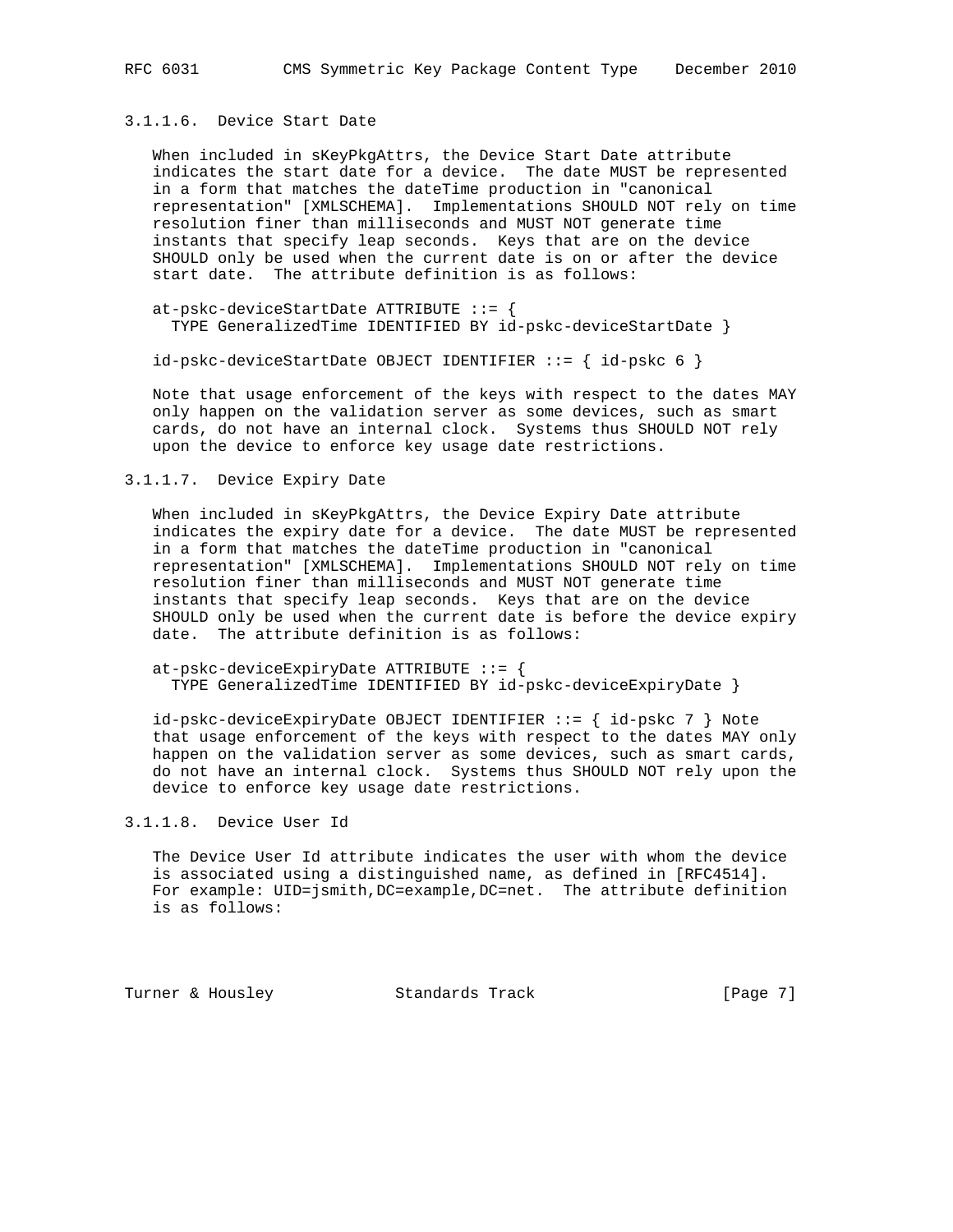#### 3.1.1.6. Device Start Date

When included in sKeyPkgAttrs, the Device Start Date attribute indicates the start date for a device. The date MUST be represented in a form that matches the dateTime production in "canonical representation" [XMLSCHEMA]. Implementations SHOULD NOT rely on time resolution finer than milliseconds and MUST NOT generate time instants that specify leap seconds. Keys that are on the device SHOULD only be used when the current date is on or after the device start date. The attribute definition is as follows:

```
at-pskc-deviceStartDate ATTRIBUTE ::= {
  TYPE GeneralizedTime IDENTIFIED BY id-pskc-deviceStartDate }

id-pskc-deviceStartDate OBJECT IDENTIFIER ::= { id-pskc 6 }
```

Note that usage enforcement of the keys with respect to the dates MAY only happen on the validation server as some devices, such as smart cards, do not have an internal clock. Systems thus SHOULD NOT rely upon the device to enforce key usage date restrictions.

#### 3.1.1.7. Device Expiry Date

When included in sKeyPkgAttrs, the Device Expiry Date attribute indicates the expiry date for a device. The date MUST be represented in a form that matches the dateTime production in "canonical representation" [XMLSCHEMA]. Implementations SHOULD NOT rely on time resolution finer than milliseconds and MUST NOT generate time instants that specify leap seconds. Keys that are on the device SHOULD only be used when the current date is before the device expiry date. The attribute definition is as follows:

```
at-pskc-deviceExpiryDate ATTRIBUTE ::= {
  TYPE GeneralizedTime IDENTIFIED BY id-pskc-deviceExpiryDate }

id-pskc-deviceExpiryDate OBJECT IDENTIFIER ::= { id-pskc 7 }
```

Note that usage enforcement of the keys with respect to the dates MAY only happen on the validation server as some devices, such as smart cards, do not have an internal clock. Systems thus SHOULD NOT rely upon the device to enforce key usage date restrictions.

#### 3.1.1.8. Device User Id

The Device User Id attribute indicates the user with whom the device is associated using a distinguished name, as defined in [RFC4514]. For example: UID=jsmith,DC=example,DC=net. The attribute definition is as follows: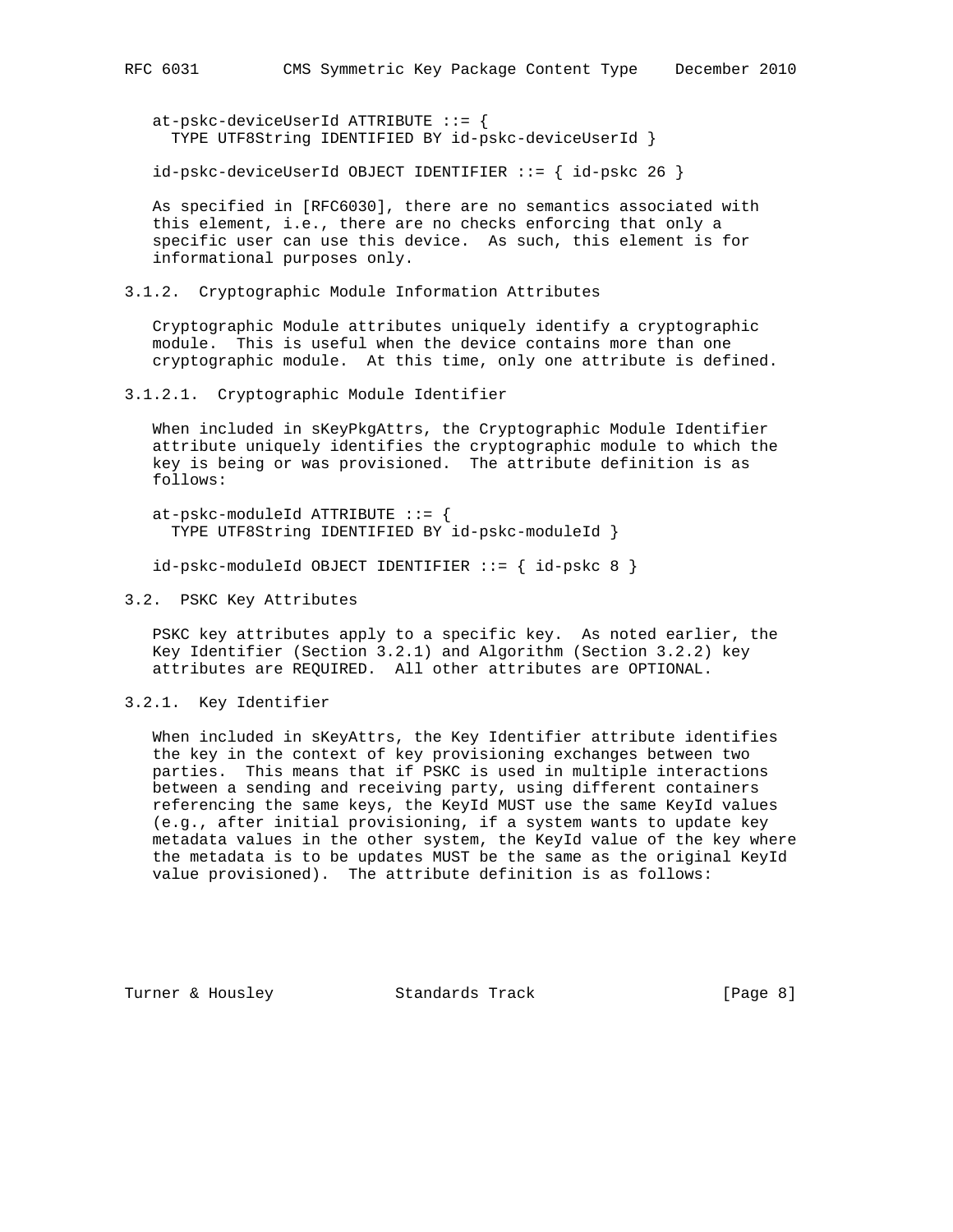```
at-pskc-deviceUserId ATTRIBUTE ::= {
  TYPE UTF8String IDENTIFIED BY id-pskc-deviceUserId }

id-pskc-deviceUserId OBJECT IDENTIFIER ::= { id-pskc 26 }
```

As specified in [RFC6030], there are no semantics associated with this element, i.e., there are no checks enforcing that only a specific user can use this device. As such, this element is for informational purposes only.

#### 3.1.2. Cryptographic Module Information Attributes

Cryptographic Module attributes uniquely identify a cryptographic module. This is useful when the device contains more than one cryptographic module. At this time, only one attribute is defined.

##### 3.1.2.1. Cryptographic Module Identifier

When included in sKeyPkgAttrs, the Cryptographic Module Identifier attribute uniquely identifies the cryptographic module to which the key is being or was provisioned. The attribute definition is as follows:

```
at-pskc-moduleId ATTRIBUTE ::= {
  TYPE UTF8String IDENTIFIED BY id-pskc-moduleId }

id-pskc-moduleId OBJECT IDENTIFIER ::= { id-pskc 8 }
```

### 3.2. PSKC Key Attributes

PSKC key attributes apply to a specific key. As noted earlier, the Key Identifier (Section 3.2.1) and Algorithm (Section 3.2.2) key attributes are REQUIRED. All other attributes are OPTIONAL.

#### 3.2.1. Key Identifier

When included in sKeyAttrs, the Key Identifier attribute identifies the key in the context of key provisioning exchanges between two parties. This means that if PSKC is used in multiple interactions between a sending and receiving party, using different containers referencing the same keys, the KeyId MUST use the same KeyId values (e.g., after initial provisioning, if a system wants to update key metadata values in the other system, the KeyId value of the key where the metadata is to be updates MUST be the same as the original KeyId value provisioned). The attribute definition is as follows: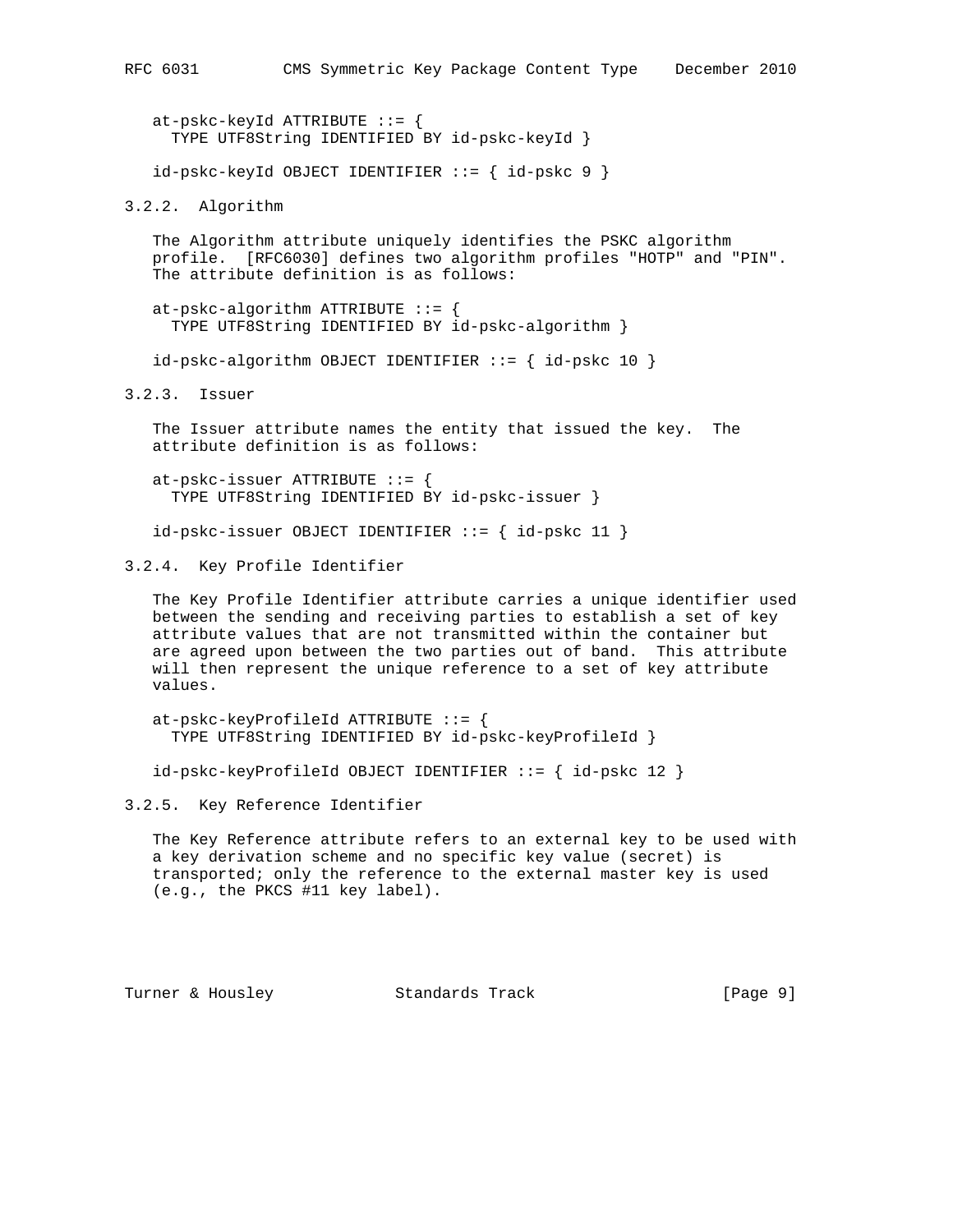```
at-pskc-keyId ATTRIBUTE ::= {
  TYPE UTF8String IDENTIFIED BY id-pskc-keyId }

id-pskc-keyId OBJECT IDENTIFIER ::= { id-pskc 9 }
```

### 3.2.2. Algorithm

The Algorithm attribute uniquely identifies the PSKC algorithm profile. [RFC6030] defines two algorithm profiles "HOTP" and "PIN". The attribute definition is as follows:

```
at-pskc-algorithm ATTRIBUTE ::= {
  TYPE UTF8String IDENTIFIED BY id-pskc-algorithm }

id-pskc-algorithm OBJECT IDENTIFIER ::= { id-pskc 10 }
```

### 3.2.3. Issuer

The Issuer attribute names the entity that issued the key. The attribute definition is as follows:

```
at-pskc-issuer ATTRIBUTE ::= {
  TYPE UTF8String IDENTIFIED BY id-pskc-issuer }

id-pskc-issuer OBJECT IDENTIFIER ::= { id-pskc 11 }
```

### 3.2.4. Key Profile Identifier

The Key Profile Identifier attribute carries a unique identifier used between the sending and receiving parties to establish a set of key attribute values that are not transmitted within the container but are agreed upon between the two parties out of band. This attribute will then represent the unique reference to a set of key attribute values.

```
at-pskc-keyProfileId ATTRIBUTE ::= {
  TYPE UTF8String IDENTIFIED BY id-pskc-keyProfileId }

id-pskc-keyProfileId OBJECT IDENTIFIER ::= { id-pskc 12 }
```

### 3.2.5. Key Reference Identifier

The Key Reference attribute refers to an external key to be used with a key derivation scheme and no specific key value (secret) is transported; only the reference to the external master key is used (e.g., the PKCS #11 key label).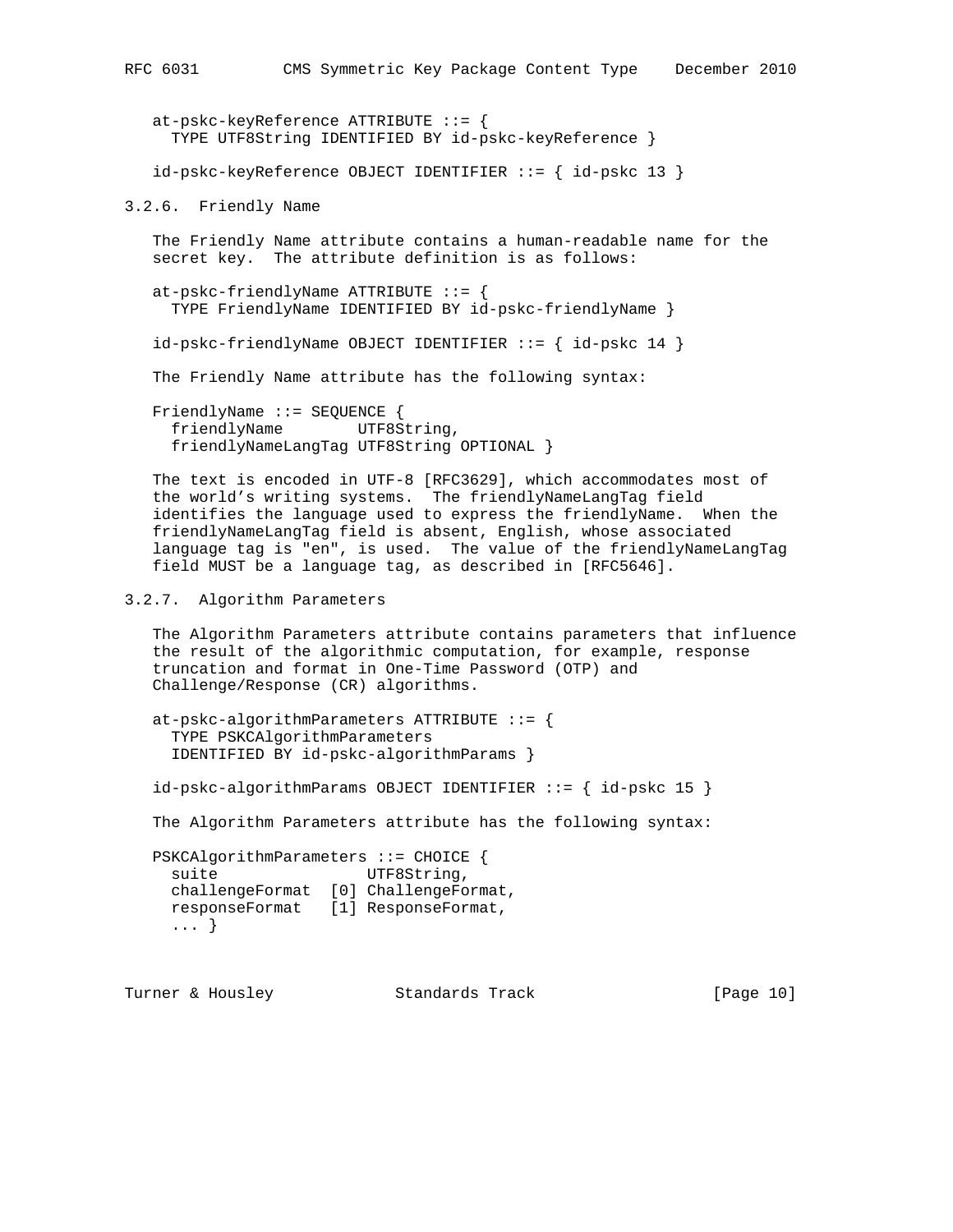```
at-pskc-keyReference ATTRIBUTE ::= {
  TYPE UTF8String IDENTIFIED BY id-pskc-keyReference }

id-pskc-keyReference OBJECT IDENTIFIER ::= { id-pskc 13 }
```

### 3.2.6. Friendly Name

The Friendly Name attribute contains a human-readable name for the secret key. The attribute definition is as follows:

```
at-pskc-friendlyName ATTRIBUTE ::= {
  TYPE FriendlyName IDENTIFIED BY id-pskc-friendlyName }

id-pskc-friendlyName OBJECT IDENTIFIER ::= { id-pskc 14 }
```

The Friendly Name attribute has the following syntax:

```
FriendlyName ::= SEQUENCE {
  friendlyName        UTF8String,
  friendlyNameLangTag UTF8String OPTIONAL }
```

The text is encoded in UTF-8 [RFC3629], which accommodates most of the world's writing systems. The friendlyNameLangTag field identifies the language used to express the friendlyName. When the friendlyNameLangTag field is absent, English, whose associated language tag is "en", is used. The value of the friendlyNameLangTag field MUST be a language tag, as described in [RFC5646].

### 3.2.7. Algorithm Parameters

The Algorithm Parameters attribute contains parameters that influence the result of the algorithmic computation, for example, response truncation and format in One-Time Password (OTP) and Challenge/Response (CR) algorithms.

```
at-pskc-algorithmParameters ATTRIBUTE ::= {
  TYPE PSKCAlgorithmParameters
  IDENTIFIED BY id-pskc-algorithmParams }

id-pskc-algorithmParams OBJECT IDENTIFIER ::= { id-pskc 15 }
```

The Algorithm Parameters attribute has the following syntax:

```
PSKCAlgorithmParameters ::= CHOICE {
  suite                UTF8String,
  challengeFormat  [0] ChallengeFormat,
  responseFormat   [1] ResponseFormat,
  ... }
```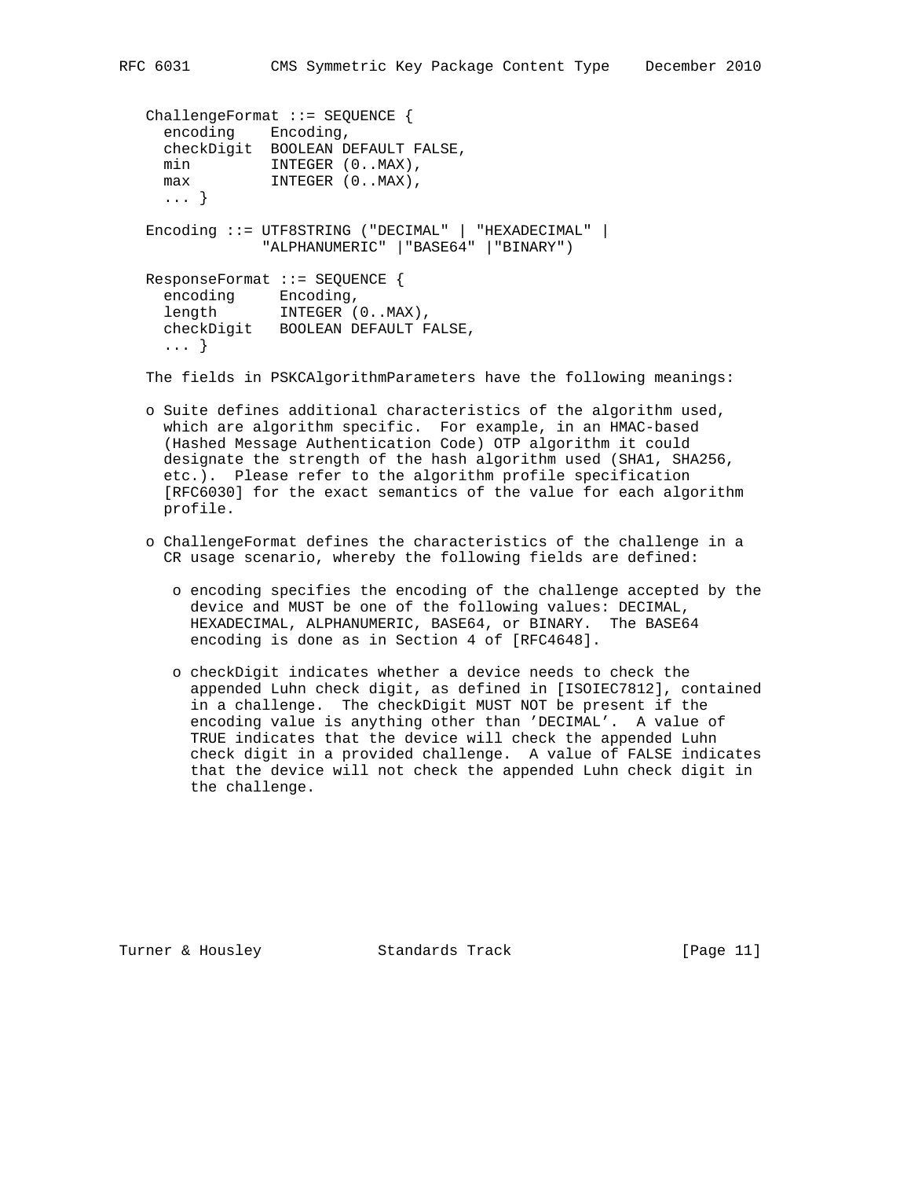```
ChallengeFormat ::= SEQUENCE {
  encoding    Encoding,
  checkDigit  BOOLEAN DEFAULT FALSE,
  min         INTEGER (0..MAX),
  max         INTEGER (0..MAX),
  ... }

Encoding ::= UTF8STRING ("DECIMAL" | "HEXADECIMAL" |
             "ALPHANUMERIC" |"BASE64" |"BINARY")

ResponseFormat ::= SEQUENCE {
  encoding     Encoding,
  length       INTEGER (0..MAX),
  checkDigit   BOOLEAN DEFAULT FALSE,
  ... }
```

The fields in PSKCAlgorithmParameters have the following meanings:

- Suite defines additional characteristics of the algorithm used, which are algorithm specific. For example, in an HMAC-based (Hashed Message Authentication Code) OTP algorithm it could designate the strength of the hash algorithm used (SHA1, SHA256, etc.). Please refer to the algorithm profile specification [RFC6030] for the exact semantics of the value for each algorithm profile.

- ChallengeFormat defines the characteristics of the challenge in a CR usage scenario, whereby the following fields are defined:

  - encoding specifies the encoding of the challenge accepted by the device and MUST be one of the following values: DECIMAL, HEXADECIMAL, ALPHANUMERIC, BASE64, or BINARY. The BASE64 encoding is done as in Section 4 of [RFC4648].

  - checkDigit indicates whether a device needs to check the appended Luhn check digit, as defined in [ISOIEC7812], contained in a challenge. The checkDigit MUST NOT be present if the encoding value is anything other than 'DECIMAL'. A value of TRUE indicates that the device will check the appended Luhn check digit in a provided challenge. A value of FALSE indicates that the device will not check the appended Luhn check digit in the challenge.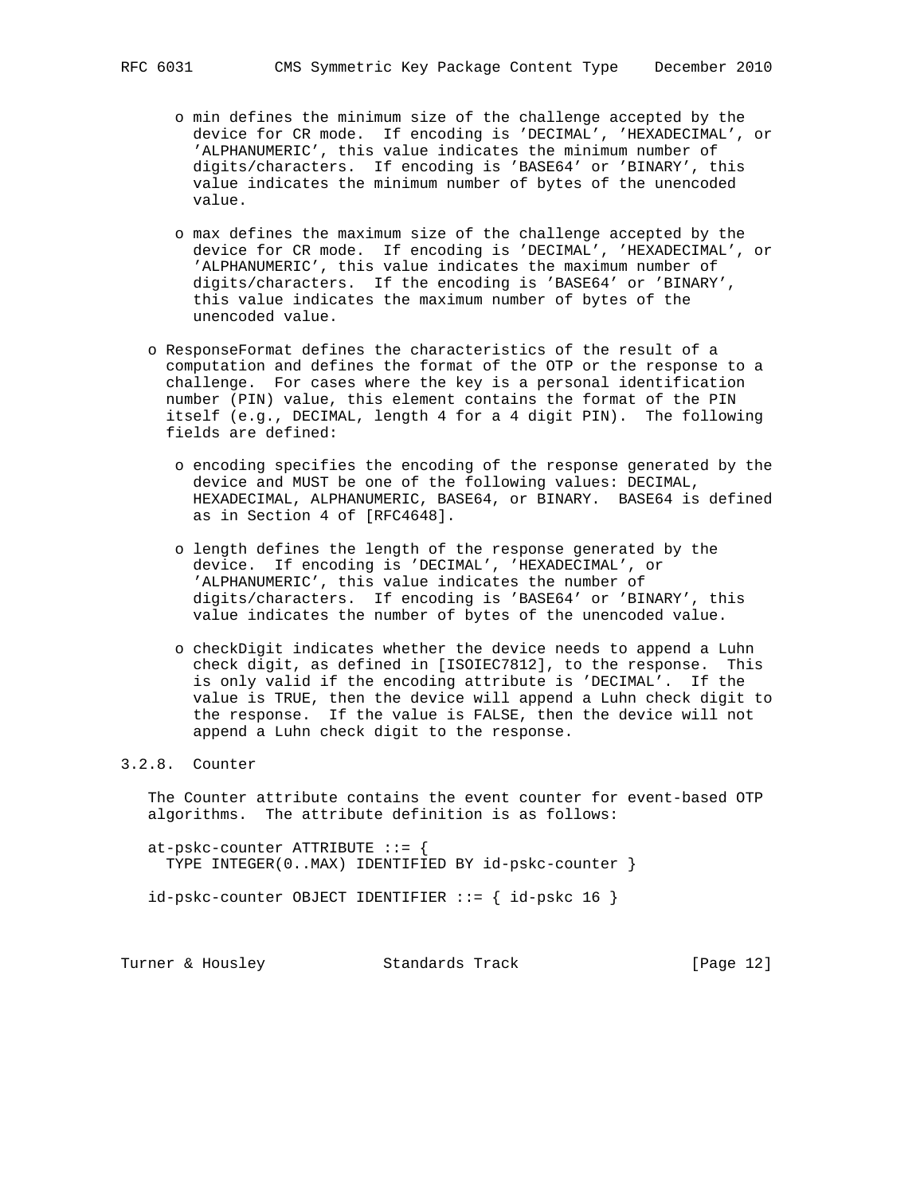- min defines the minimum size of the challenge accepted by the device for CR mode. If encoding is 'DECIMAL', 'HEXADECIMAL', or 'ALPHANUMERIC', this value indicates the minimum number of digits/characters. If encoding is 'BASE64' or 'BINARY', this value indicates the minimum number of bytes of the unencoded value.

- max defines the maximum size of the challenge accepted by the device for CR mode. If encoding is 'DECIMAL', 'HEXADECIMAL', or 'ALPHANUMERIC', this value indicates the maximum number of digits/characters. If the encoding is 'BASE64' or 'BINARY', this value indicates the maximum number of bytes of the unencoded value.

- ResponseFormat defines the characteristics of the result of a computation and defines the format of the OTP or the response to a challenge. For cases where the key is a personal identification number (PIN) value, this element contains the format of the PIN itself (e.g., DECIMAL, length 4 for a 4 digit PIN). The following fields are defined:

  - encoding specifies the encoding of the response generated by the device and MUST be one of the following values: DECIMAL, HEXADECIMAL, ALPHANUMERIC, BASE64, or BINARY. BASE64 is defined as in Section 4 of [RFC4648].

  - length defines the length of the response generated by the device. If encoding is 'DECIMAL', 'HEXADECIMAL', or 'ALPHANUMERIC', this value indicates the number of digits/characters. If encoding is 'BASE64' or 'BINARY', this value indicates the number of bytes of the unencoded value.

  - checkDigit indicates whether the device needs to append a Luhn check digit, as defined in [ISOIEC7812], to the response. This is only valid if the encoding attribute is 'DECIMAL'. If the value is TRUE, then the device will append a Luhn check digit to the response. If the value is FALSE, then the device will not append a Luhn check digit to the response.

### 3.2.8. Counter

The Counter attribute contains the event counter for event-based OTP algorithms. The attribute definition is as follows:

```
at-pskc-counter ATTRIBUTE ::= {
  TYPE INTEGER(0..MAX) IDENTIFIED BY id-pskc-counter }

id-pskc-counter OBJECT IDENTIFIER ::= { id-pskc 16 }
```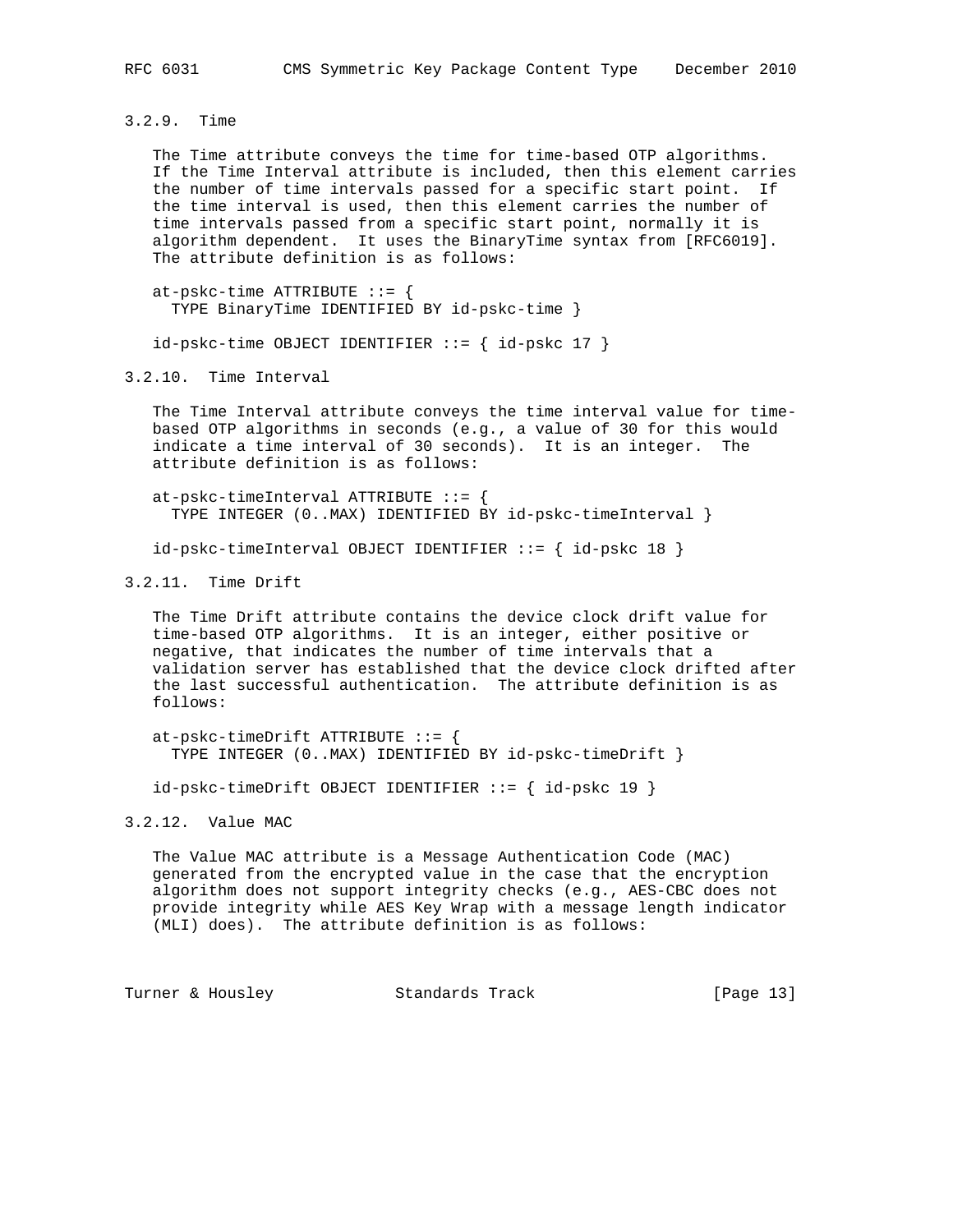### 3.2.9. Time

The Time attribute conveys the time for time-based OTP algorithms. If the Time Interval attribute is included, then this element carries the number of time intervals passed for a specific start point. If the time interval is used, then this element carries the number of time intervals passed from a specific start point, normally it is algorithm dependent. It uses the BinaryTime syntax from [RFC6019]. The attribute definition is as follows:

```
at-pskc-time ATTRIBUTE ::= {
  TYPE BinaryTime IDENTIFIED BY id-pskc-time }

id-pskc-time OBJECT IDENTIFIER ::= { id-pskc 17 }
```

### 3.2.10. Time Interval

The Time Interval attribute conveys the time interval value for time-based OTP algorithms in seconds (e.g., a value of 30 for this would indicate a time interval of 30 seconds). It is an integer. The attribute definition is as follows:

```
at-pskc-timeInterval ATTRIBUTE ::= {
  TYPE INTEGER (0..MAX) IDENTIFIED BY id-pskc-timeInterval }

id-pskc-timeInterval OBJECT IDENTIFIER ::= { id-pskc 18 }
```

### 3.2.11. Time Drift

The Time Drift attribute contains the device clock drift value for time-based OTP algorithms. It is an integer, either positive or negative, that indicates the number of time intervals that a validation server has established that the device clock drifted after the last successful authentication. The attribute definition is as follows:

```
at-pskc-timeDrift ATTRIBUTE ::= {
  TYPE INTEGER (0..MAX) IDENTIFIED BY id-pskc-timeDrift }

id-pskc-timeDrift OBJECT IDENTIFIER ::= { id-pskc 19 }
```

### 3.2.12. Value MAC

The Value MAC attribute is a Message Authentication Code (MAC) generated from the encrypted value in the case that the encryption algorithm does not support integrity checks (e.g., AES-CBC does not provide integrity while AES Key Wrap with a message length indicator (MLI) does). The attribute definition is as follows: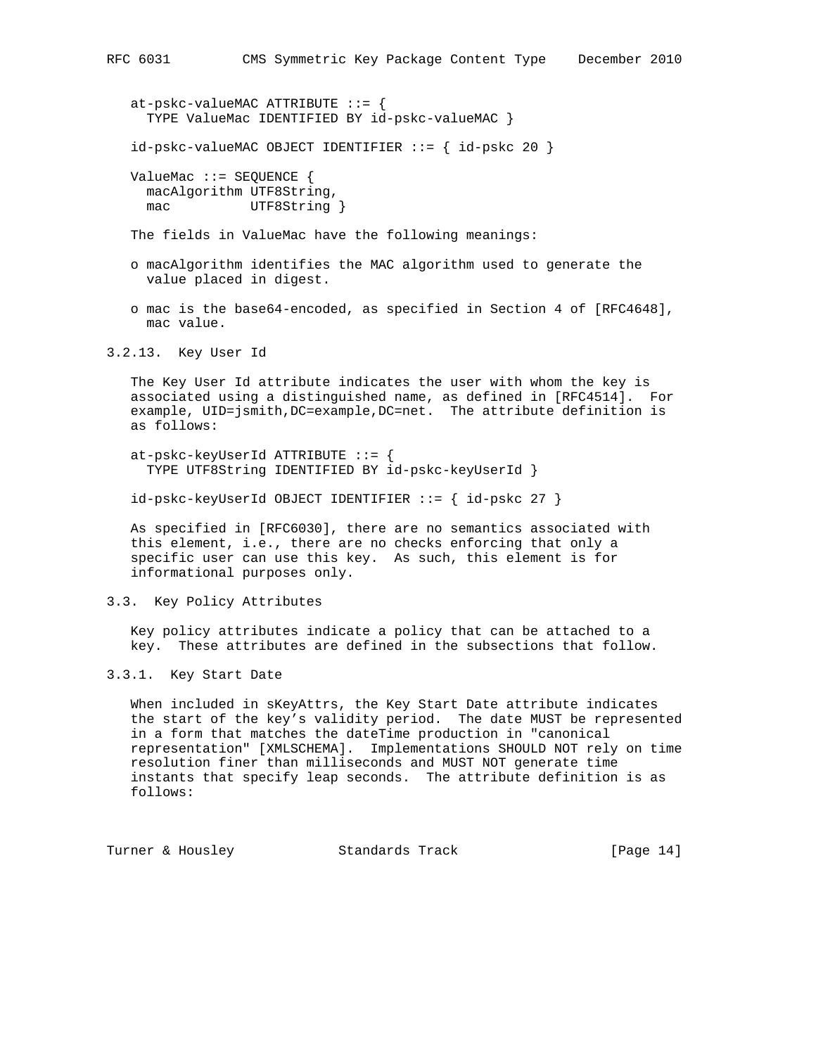```
at-pskc-valueMAC ATTRIBUTE ::= {
  TYPE ValueMac IDENTIFIED BY id-pskc-valueMAC }

id-pskc-valueMAC OBJECT IDENTIFIER ::= { id-pskc 20 }

ValueMac ::= SEQUENCE {
  macAlgorithm UTF8String,
  mac          UTF8String }
```

The fields in ValueMac have the following meanings:

- macAlgorithm identifies the MAC algorithm used to generate the value placed in digest.
- mac is the base64-encoded, as specified in Section 4 of [RFC4648], mac value.

### 3.2.13. Key User Id

The Key User Id attribute indicates the user with whom the key is associated using a distinguished name, as defined in [RFC4514]. For example, UID=jsmith,DC=example,DC=net. The attribute definition is as follows:

```
at-pskc-keyUserId ATTRIBUTE ::= {
  TYPE UTF8String IDENTIFIED BY id-pskc-keyUserId }

id-pskc-keyUserId OBJECT IDENTIFIER ::= { id-pskc 27 }
```

As specified in [RFC6030], there are no semantics associated with this element, i.e., there are no checks enforcing that only a specific user can use this key. As such, this element is for informational purposes only.

## 3.3. Key Policy Attributes

Key policy attributes indicate a policy that can be attached to a key. These attributes are defined in the subsections that follow.

### 3.3.1. Key Start Date

When included in sKeyAttrs, the Key Start Date attribute indicates the start of the key's validity period. The date MUST be represented in a form that matches the dateTime production in "canonical representation" [XMLSCHEMA]. Implementations SHOULD NOT rely on time resolution finer than milliseconds and MUST NOT generate time instants that specify leap seconds. The attribute definition is as follows: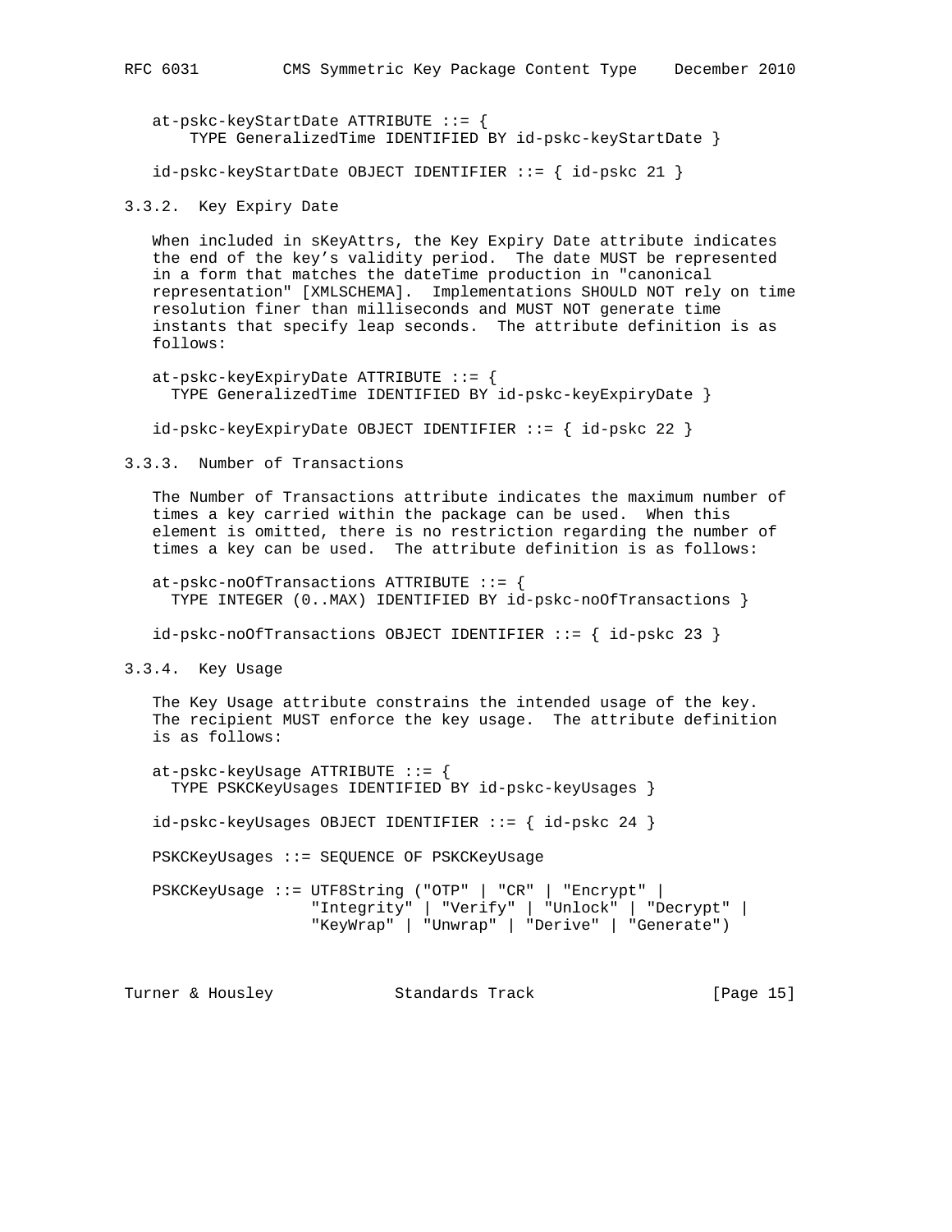```
at-pskc-keyStartDate ATTRIBUTE ::= {
    TYPE GeneralizedTime IDENTIFIED BY id-pskc-keyStartDate }

id-pskc-keyStartDate OBJECT IDENTIFIER ::= { id-pskc 21 }
```

### 3.3.2. Key Expiry Date

When included in sKeyAttrs, the Key Expiry Date attribute indicates the end of the key's validity period. The date MUST be represented in a form that matches the dateTime production in "canonical representation" [XMLSCHEMA]. Implementations SHOULD NOT rely on time resolution finer than milliseconds and MUST NOT generate time instants that specify leap seconds. The attribute definition is as follows:

```
at-pskc-keyExpiryDate ATTRIBUTE ::= {
  TYPE GeneralizedTime IDENTIFIED BY id-pskc-keyExpiryDate }

id-pskc-keyExpiryDate OBJECT IDENTIFIER ::= { id-pskc 22 }
```

### 3.3.3. Number of Transactions

The Number of Transactions attribute indicates the maximum number of times a key carried within the package can be used. When this element is omitted, there is no restriction regarding the number of times a key can be used. The attribute definition is as follows:

```
at-pskc-noOfTransactions ATTRIBUTE ::= {
  TYPE INTEGER (0..MAX) IDENTIFIED BY id-pskc-noOfTransactions }

id-pskc-noOfTransactions OBJECT IDENTIFIER ::= { id-pskc 23 }
```

### 3.3.4. Key Usage

The Key Usage attribute constrains the intended usage of the key. The recipient MUST enforce the key usage. The attribute definition is as follows:

```
at-pskc-keyUsage ATTRIBUTE ::= {
  TYPE PSKCKeyUsages IDENTIFIED BY id-pskc-keyUsages }

id-pskc-keyUsages OBJECT IDENTIFIER ::= { id-pskc 24 }

PSKCKeyUsages ::= SEQUENCE OF PSKCKeyUsage

PSKCKeyUsage ::= UTF8String ("OTP" | "CR" | "Encrypt" |
                 "Integrity" | "Verify" | "Unlock" | "Decrypt" |
                 "KeyWrap" | "Unwrap" | "Derive" | "Generate")
```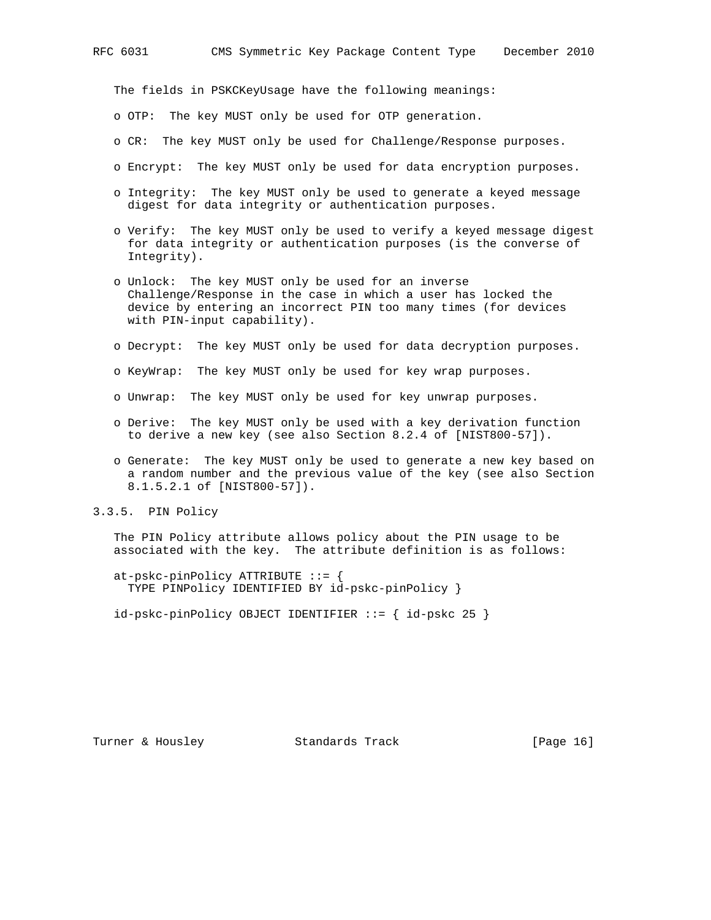The fields in PSKCKeyUsage have the following meanings:

- OTP: The key MUST only be used for OTP generation.
- CR: The key MUST only be used for Challenge/Response purposes.
- Encrypt: The key MUST only be used for data encryption purposes.
- Integrity: The key MUST only be used to generate a keyed message digest for data integrity or authentication purposes.
- Verify: The key MUST only be used to verify a keyed message digest for data integrity or authentication purposes (is the converse of Integrity).
- Unlock: The key MUST only be used for an inverse Challenge/Response in the case in which a user has locked the device by entering an incorrect PIN too many times (for devices with PIN-input capability).
- Decrypt: The key MUST only be used for data decryption purposes.
- KeyWrap: The key MUST only be used for key wrap purposes.
- Unwrap: The key MUST only be used for key unwrap purposes.
- Derive: The key MUST only be used with a key derivation function to derive a new key (see also Section 8.2.4 of [NIST800-57]).
- Generate: The key MUST only be used to generate a new key based on a random number and the previous value of the key (see also Section 8.1.5.2.1 of [NIST800-57]).

### 3.3.5. PIN Policy

The PIN Policy attribute allows policy about the PIN usage to be associated with the key. The attribute definition is as follows:

```
at-pskc-pinPolicy ATTRIBUTE ::= {
  TYPE PINPolicy IDENTIFIED BY id-pskc-pinPolicy }

id-pskc-pinPolicy OBJECT IDENTIFIER ::= { id-pskc 25 }
```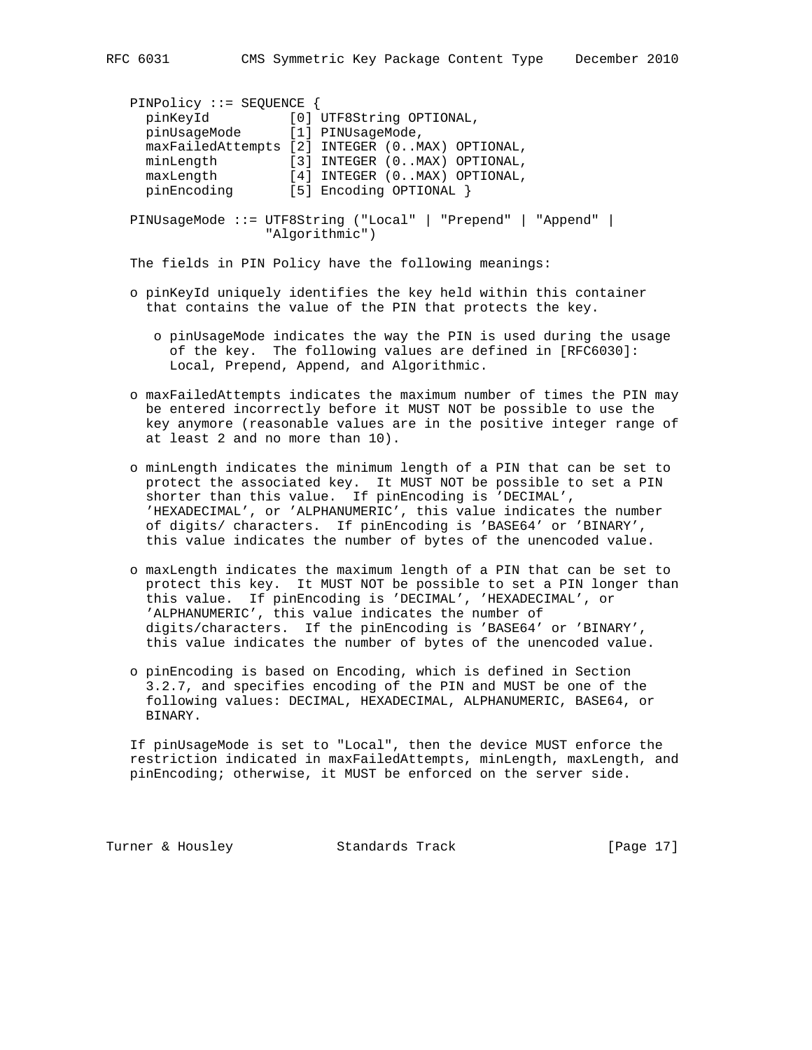```
PINPolicy ::= SEQUENCE {
  pinKeyId          [0] UTF8String OPTIONAL,
  pinUsageMode      [1] PINUsageMode,
  maxFailedAttempts [2] INTEGER (0..MAX) OPTIONAL,
  minLength         [3] INTEGER (0..MAX) OPTIONAL,
  maxLength         [4] INTEGER (0..MAX) OPTIONAL,
  pinEncoding       [5] Encoding OPTIONAL }

PINUsageMode ::= UTF8String ("Local" | "Prepend" | "Append" |
                 "Algorithmic")
```

The fields in PIN Policy have the following meanings:

- pinKeyId uniquely identifies the key held within this container that contains the value of the PIN that protects the key.

  - pinUsageMode indicates the way the PIN is used during the usage of the key. The following values are defined in [RFC6030]: Local, Prepend, Append, and Algorithmic.

- maxFailedAttempts indicates the maximum number of times the PIN may be entered incorrectly before it MUST NOT be possible to use the key anymore (reasonable values are in the positive integer range of at least 2 and no more than 10).

- minLength indicates the minimum length of a PIN that can be set to protect the associated key. It MUST NOT be possible to set a PIN shorter than this value. If pinEncoding is 'DECIMAL', 'HEXADECIMAL', or 'ALPHANUMERIC', this value indicates the number of digits/ characters. If pinEncoding is 'BASE64' or 'BINARY', this value indicates the number of bytes of the unencoded value.

- maxLength indicates the maximum length of a PIN that can be set to protect this key. It MUST NOT be possible to set a PIN longer than this value. If pinEncoding is 'DECIMAL', 'HEXADECIMAL', or 'ALPHANUMERIC', this value indicates the number of digits/characters. If the pinEncoding is 'BASE64' or 'BINARY', this value indicates the number of bytes of the unencoded value.

- pinEncoding is based on Encoding, which is defined in Section 3.2.7, and specifies encoding of the PIN and MUST be one of the following values: DECIMAL, HEXADECIMAL, ALPHANUMERIC, BASE64, or BINARY.

If pinUsageMode is set to "Local", then the device MUST enforce the restriction indicated in maxFailedAttempts, minLength, maxLength, and pinEncoding; otherwise, it MUST be enforced on the server side.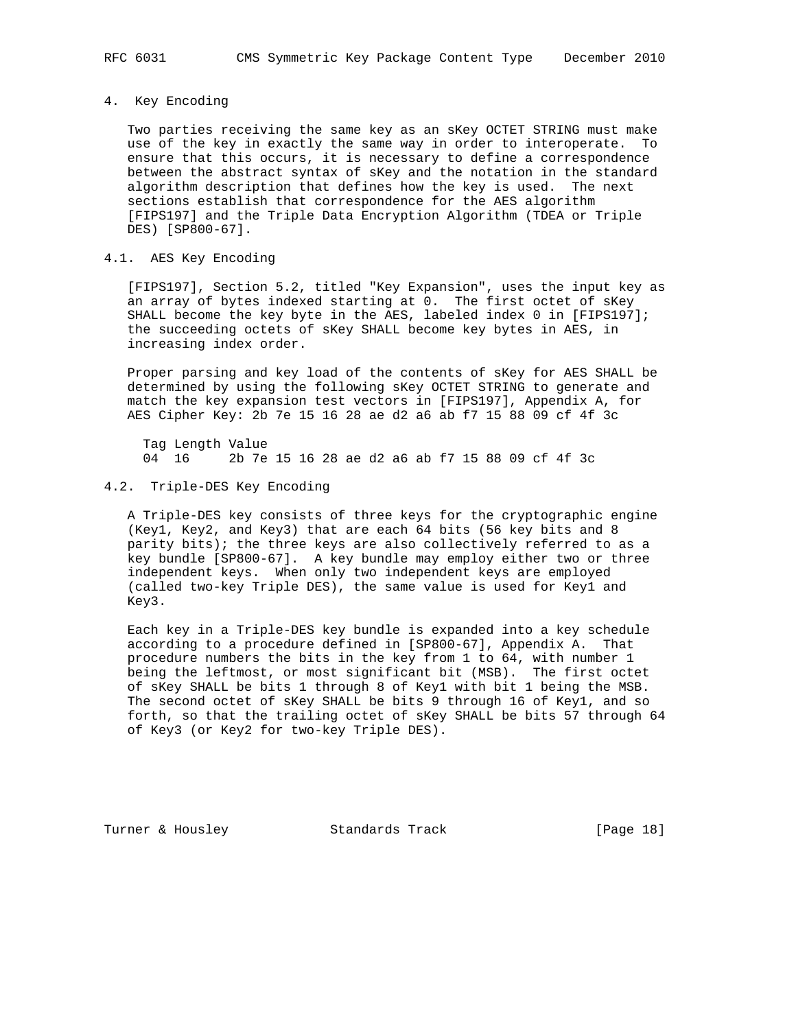## 4. Key Encoding

Two parties receiving the same key as an sKey OCTET STRING must make use of the key in exactly the same way in order to interoperate. To ensure that this occurs, it is necessary to define a correspondence between the abstract syntax of sKey and the notation in the standard algorithm description that defines how the key is used. The next sections establish that correspondence for the AES algorithm [FIPS197] and the Triple Data Encryption Algorithm (TDEA or Triple DES) [SP800-67].

### 4.1. AES Key Encoding

[FIPS197], Section 5.2, titled "Key Expansion", uses the input key as an array of bytes indexed starting at 0. The first octet of sKey SHALL become the key byte in the AES, labeled index 0 in [FIPS197]; the succeeding octets of sKey SHALL become key bytes in AES, in increasing index order.

Proper parsing and key load of the contents of sKey for AES SHALL be determined by using the following sKey OCTET STRING to generate and match the key expansion test vectors in [FIPS197], Appendix A, for AES Cipher Key: 2b 7e 15 16 28 ae d2 a6 ab f7 15 88 09 cf 4f 3c

```
Tag Length Value
04  16     2b 7e 15 16 28 ae d2 a6 ab f7 15 88 09 cf 4f 3c
```

### 4.2. Triple-DES Key Encoding

A Triple-DES key consists of three keys for the cryptographic engine (Key1, Key2, and Key3) that are each 64 bits (56 key bits and 8 parity bits); the three keys are also collectively referred to as a key bundle [SP800-67]. A key bundle may employ either two or three independent keys. When only two independent keys are employed (called two-key Triple DES), the same value is used for Key1 and Key3.

Each key in a Triple-DES key bundle is expanded into a key schedule according to a procedure defined in [SP800-67], Appendix A. That procedure numbers the bits in the key from 1 to 64, with number 1 being the leftmost, or most significant bit (MSB). The first octet of sKey SHALL be bits 1 through 8 of Key1 with bit 1 being the MSB. The second octet of sKey SHALL be bits 9 through 16 of Key1, and so forth, so that the trailing octet of sKey SHALL be bits 57 through 64 of Key3 (or Key2 for two-key Triple DES).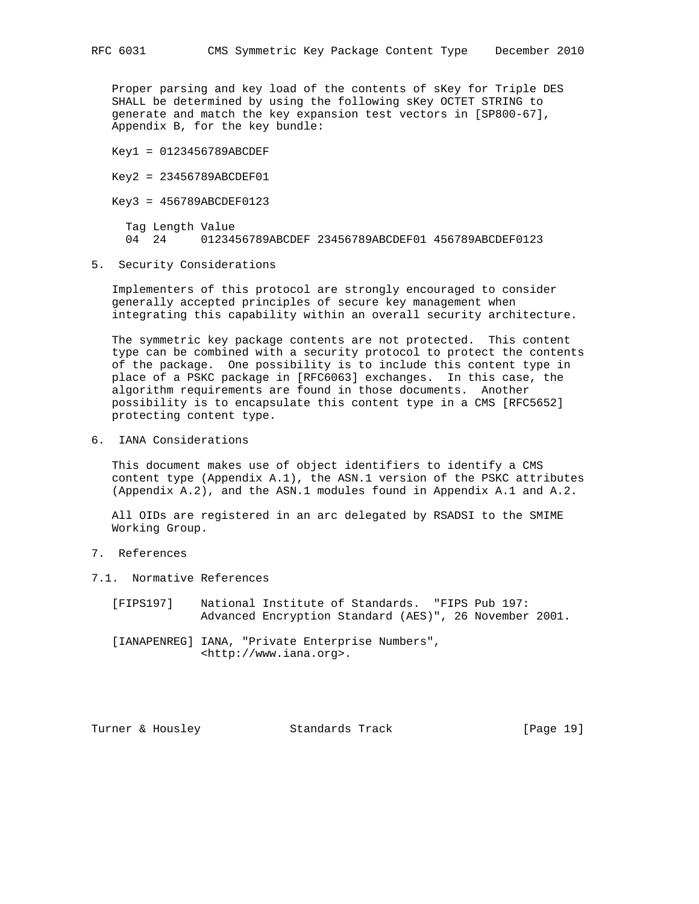Proper parsing and key load of the contents of sKey for Triple DES SHALL be determined by using the following sKey OCTET STRING to generate and match the key expansion test vectors in [SP800-67], Appendix B, for the key bundle:

Key1 = 0123456789ABCDEF

Key2 = 23456789ABCDEF01

Key3 = 456789ABCDEF0123

```
  Tag Length Value
  04  24     0123456789ABCDEF 23456789ABCDEF01 456789ABCDEF0123
```

## 5. Security Considerations

Implementers of this protocol are strongly encouraged to consider generally accepted principles of secure key management when integrating this capability within an overall security architecture.

The symmetric key package contents are not protected. This content type can be combined with a security protocol to protect the contents of the package. One possibility is to include this content type in place of a PSKC package in [RFC6063] exchanges. In this case, the algorithm requirements are found in those documents. Another possibility is to encapsulate this content type in a CMS [RFC5652] protecting content type.

## 6. IANA Considerations

This document makes use of object identifiers to identify a CMS content type (Appendix A.1), the ASN.1 version of the PSKC attributes (Appendix A.2), and the ASN.1 modules found in Appendix A.1 and A.2.

All OIDs are registered in an arc delegated by RSADSI to the SMIME Working Group.

## 7. References

### 7.1. Normative References

[FIPS197] National Institute of Standards. "FIPS Pub 197: Advanced Encryption Standard (AES)", 26 November 2001.

[IANAPENREG] IANA, "Private Enterprise Numbers", <http://www.iana.org>.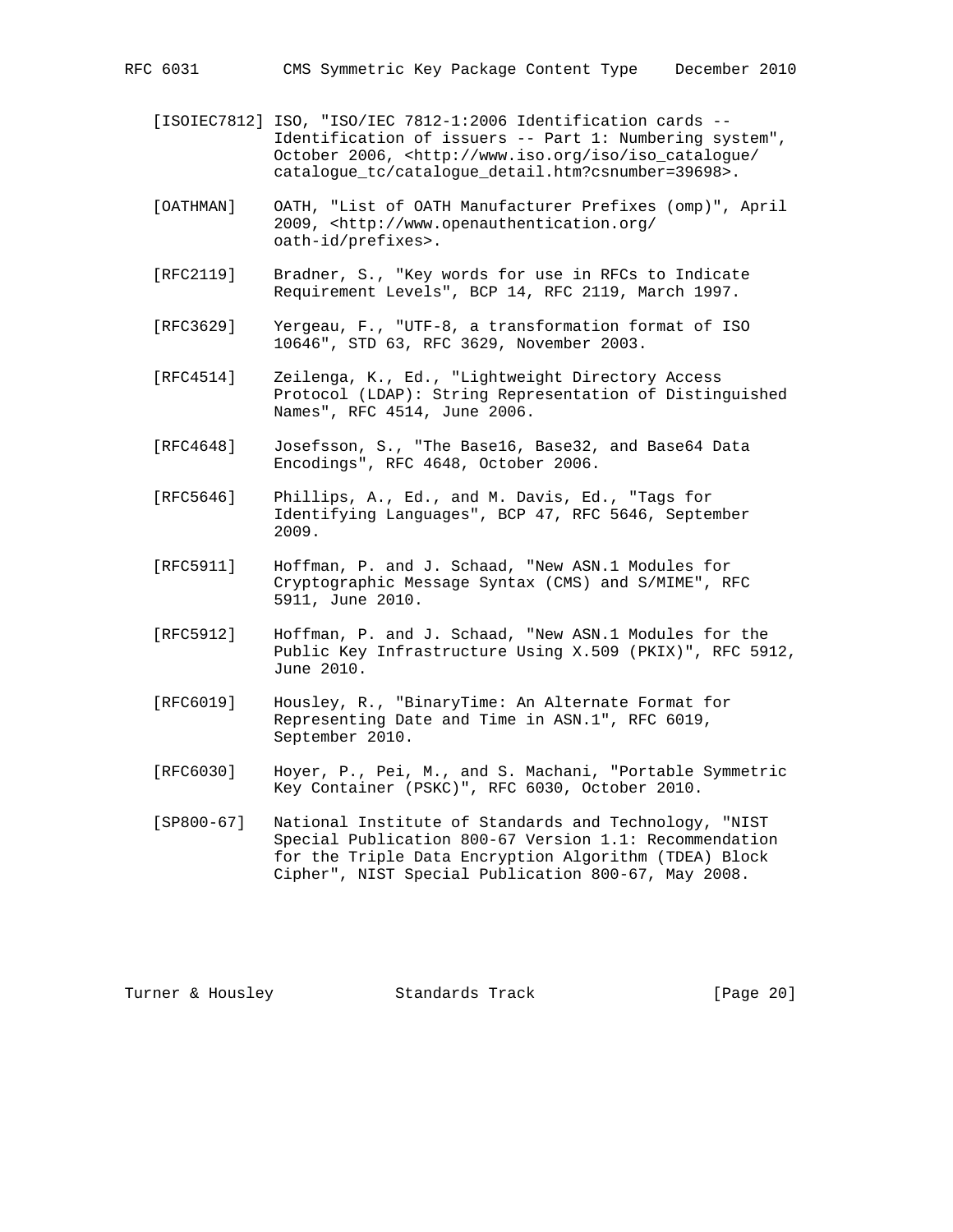[ISOIEC7812] ISO, "ISO/IEC 7812-1:2006 Identification cards -- Identification of issuers -- Part 1: Numbering system", October 2006, <http://www.iso.org/iso/iso_catalogue/catalogue_tc/catalogue_detail.htm?csnumber=39698>.

[OATHMAN] OATH, "List of OATH Manufacturer Prefixes (omp)", April 2009, <http://www.openauthentication.org/oath-id/prefixes>.

[RFC2119] Bradner, S., "Key words for use in RFCs to Indicate Requirement Levels", BCP 14, RFC 2119, March 1997.

[RFC3629] Yergeau, F., "UTF-8, a transformation format of ISO 10646", STD 63, RFC 3629, November 2003.

[RFC4514] Zeilenga, K., Ed., "Lightweight Directory Access Protocol (LDAP): String Representation of Distinguished Names", RFC 4514, June 2006.

[RFC4648] Josefsson, S., "The Base16, Base32, and Base64 Data Encodings", RFC 4648, October 2006.

[RFC5646] Phillips, A., Ed., and M. Davis, Ed., "Tags for Identifying Languages", BCP 47, RFC 5646, September 2009.

[RFC5911] Hoffman, P. and J. Schaad, "New ASN.1 Modules for Cryptographic Message Syntax (CMS) and S/MIME", RFC 5911, June 2010.

[RFC5912] Hoffman, P. and J. Schaad, "New ASN.1 Modules for the Public Key Infrastructure Using X.509 (PKIX)", RFC 5912, June 2010.

[RFC6019] Housley, R., "BinaryTime: An Alternate Format for Representing Date and Time in ASN.1", RFC 6019, September 2010.

[RFC6030] Hoyer, P., Pei, M., and S. Machani, "Portable Symmetric Key Container (PSKC)", RFC 6030, October 2010.

[SP800-67] National Institute of Standards and Technology, "NIST Special Publication 800-67 Version 1.1: Recommendation for the Triple Data Encryption Algorithm (TDEA) Block Cipher", NIST Special Publication 800-67, May 2008.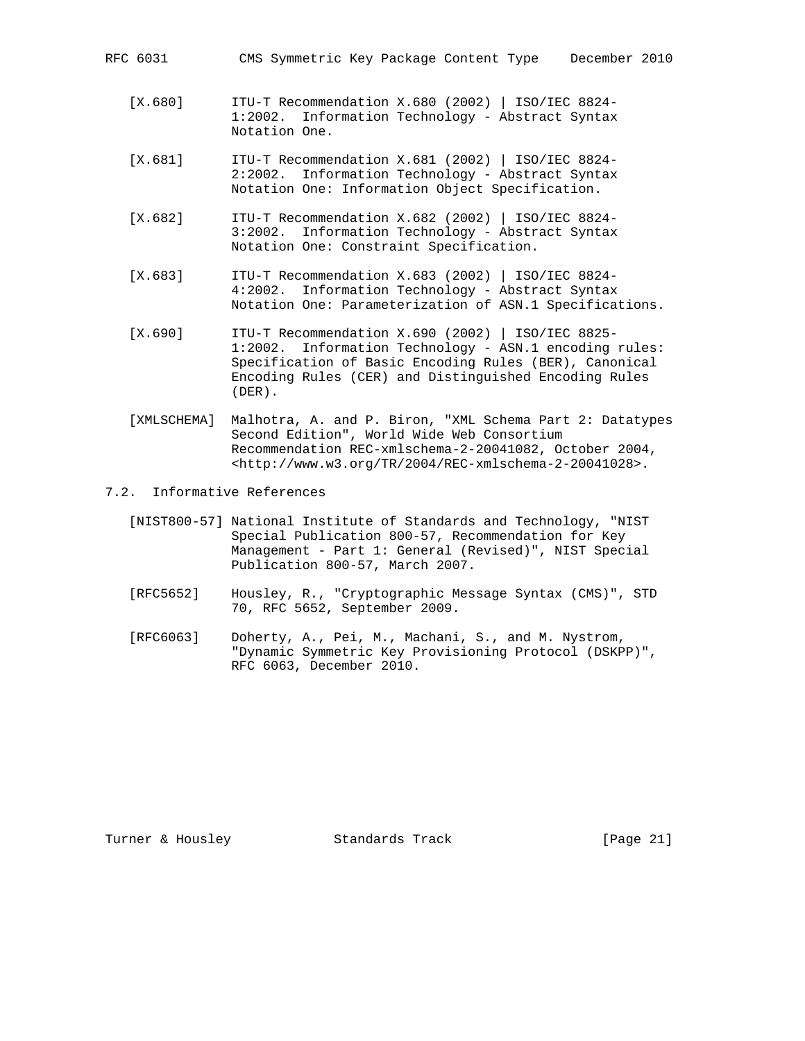[X.680] ITU-T Recommendation X.680 (2002) | ISO/IEC 8824-1:2002. Information Technology - Abstract Syntax Notation One.

[X.681] ITU-T Recommendation X.681 (2002) | ISO/IEC 8824-2:2002. Information Technology - Abstract Syntax Notation One: Information Object Specification.

[X.682] ITU-T Recommendation X.682 (2002) | ISO/IEC 8824-3:2002. Information Technology - Abstract Syntax Notation One: Constraint Specification.

[X.683] ITU-T Recommendation X.683 (2002) | ISO/IEC 8824-4:2002. Information Technology - Abstract Syntax Notation One: Parameterization of ASN.1 Specifications.

[X.690] ITU-T Recommendation X.690 (2002) | ISO/IEC 8825-1:2002. Information Technology - ASN.1 encoding rules: Specification of Basic Encoding Rules (BER), Canonical Encoding Rules (CER) and Distinguished Encoding Rules (DER).

[XMLSCHEMA] Malhotra, A. and P. Biron, "XML Schema Part 2: Datatypes Second Edition", World Wide Web Consortium Recommendation REC-xmlschema-2-20041082, October 2004, <http://www.w3.org/TR/2004/REC-xmlschema-2-20041028>.

## 7.2. Informative References

[NIST800-57] National Institute of Standards and Technology, "NIST Special Publication 800-57, Recommendation for Key Management - Part 1: General (Revised)", NIST Special Publication 800-57, March 2007.

[RFC5652] Housley, R., "Cryptographic Message Syntax (CMS)", STD 70, RFC 5652, September 2009.

[RFC6063] Doherty, A., Pei, M., Machani, S., and M. Nystrom, "Dynamic Symmetric Key Provisioning Protocol (DSKPP)", RFC 6063, December 2010.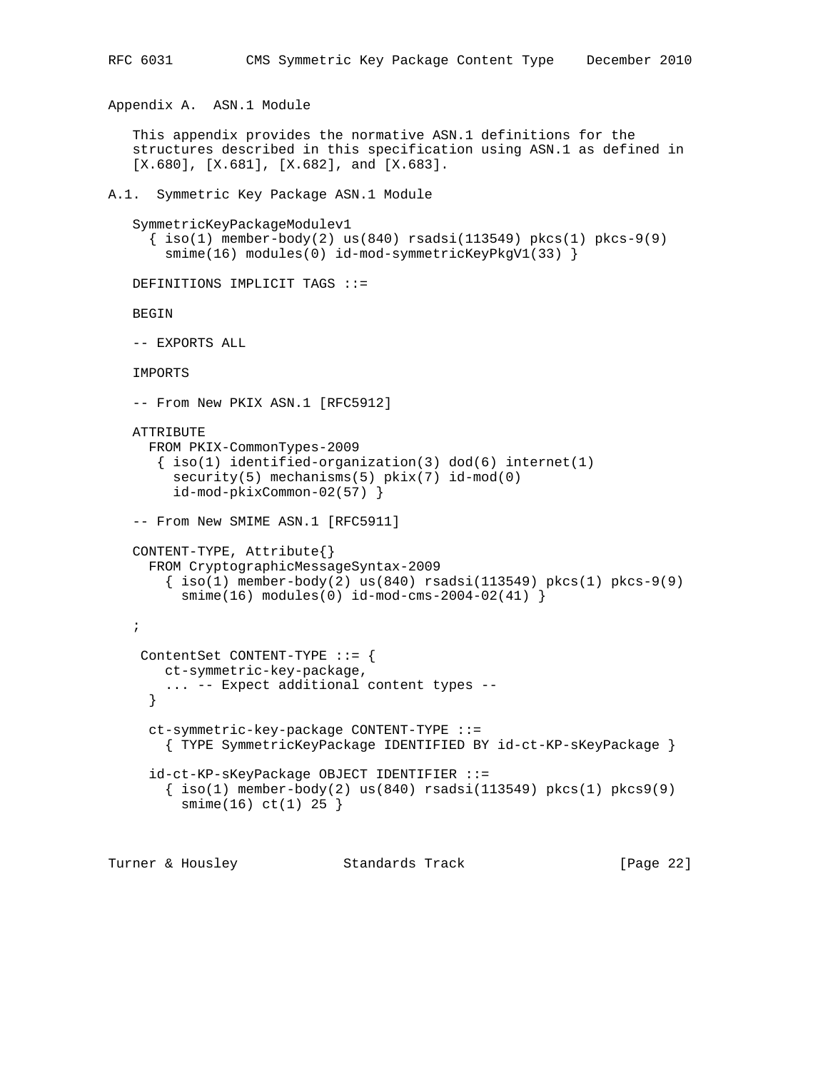## Appendix A. ASN.1 Module

This appendix provides the normative ASN.1 definitions for the structures described in this specification using ASN.1 as defined in [X.680], [X.681], [X.682], and [X.683].

### A.1. Symmetric Key Package ASN.1 Module

```
SymmetricKeyPackageModulev1
  { iso(1) member-body(2) us(840) rsadsi(113549) pkcs(1) pkcs-9(9)
    smime(16) modules(0) id-mod-symmetricKeyPkgV1(33) }

DEFINITIONS IMPLICIT TAGS ::=

BEGIN

-- EXPORTS ALL

IMPORTS

-- From New PKIX ASN.1 [RFC5912]

ATTRIBUTE
  FROM PKIX-CommonTypes-2009
   { iso(1) identified-organization(3) dod(6) internet(1)
     security(5) mechanisms(5) pkix(7) id-mod(0)
     id-mod-pkixCommon-02(57) }

-- From New SMIME ASN.1 [RFC5911]

CONTENT-TYPE, Attribute{}
  FROM CryptographicMessageSyntax-2009
    { iso(1) member-body(2) us(840) rsadsi(113549) pkcs(1) pkcs-9(9)
      smime(16) modules(0) id-mod-cms-2004-02(41) }

;

 ContentSet CONTENT-TYPE ::= {
    ct-symmetric-key-package,
    ... -- Expect additional content types --
  }

  ct-symmetric-key-package CONTENT-TYPE ::=
    { TYPE SymmetricKeyPackage IDENTIFIED BY id-ct-KP-sKeyPackage }

  id-ct-KP-sKeyPackage OBJECT IDENTIFIER ::=
    { iso(1) member-body(2) us(840) rsadsi(113549) pkcs(1) pkcs9(9)
      smime(16) ct(1) 25 }
```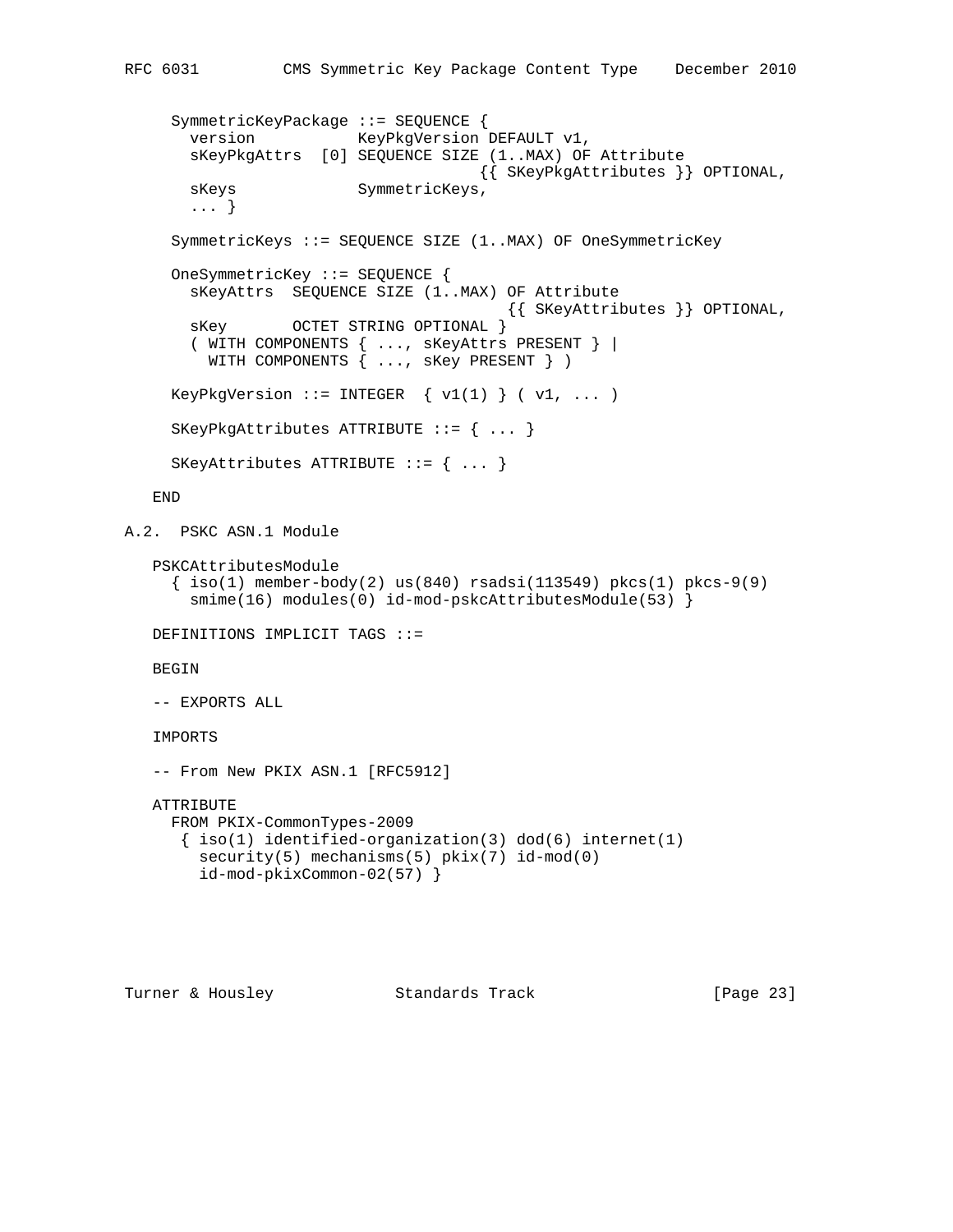```
   SymmetricKeyPackage ::= SEQUENCE {
     version           KeyPkgVersion DEFAULT v1,
     sKeyPkgAttrs  [0] SEQUENCE SIZE (1..MAX) OF Attribute
                                  {{ SKeyPkgAttributes }} OPTIONAL,
     sKeys             SymmetricKeys,
     ... }

   SymmetricKeys ::= SEQUENCE SIZE (1..MAX) OF OneSymmetricKey

   OneSymmetricKey ::= SEQUENCE {
     sKeyAttrs  SEQUENCE SIZE (1..MAX) OF Attribute
                                   {{ SKeyAttributes }} OPTIONAL,
     sKey       OCTET STRING OPTIONAL }
     ( WITH COMPONENTS { ..., sKeyAttrs PRESENT } |
       WITH COMPONENTS { ..., sKey PRESENT } )

   KeyPkgVersion ::= INTEGER  { v1(1) } ( v1, ... )

   SKeyPkgAttributes ATTRIBUTE ::= { ... }

   SKeyAttributes ATTRIBUTE ::= { ... }

 END
```

## A.2. PSKC ASN.1 Module

```
 PSKCAttributesModule
   { iso(1) member-body(2) us(840) rsadsi(113549) pkcs(1) pkcs-9(9)
     smime(16) modules(0) id-mod-pskcAttributesModule(53) }

 DEFINITIONS IMPLICIT TAGS ::=

 BEGIN

 -- EXPORTS ALL

 IMPORTS

 -- From New PKIX ASN.1 [RFC5912]

 ATTRIBUTE
   FROM PKIX-CommonTypes-2009
    { iso(1) identified-organization(3) dod(6) internet(1)
      security(5) mechanisms(5) pkix(7) id-mod(0)
      id-mod-pkixCommon-02(57) }
```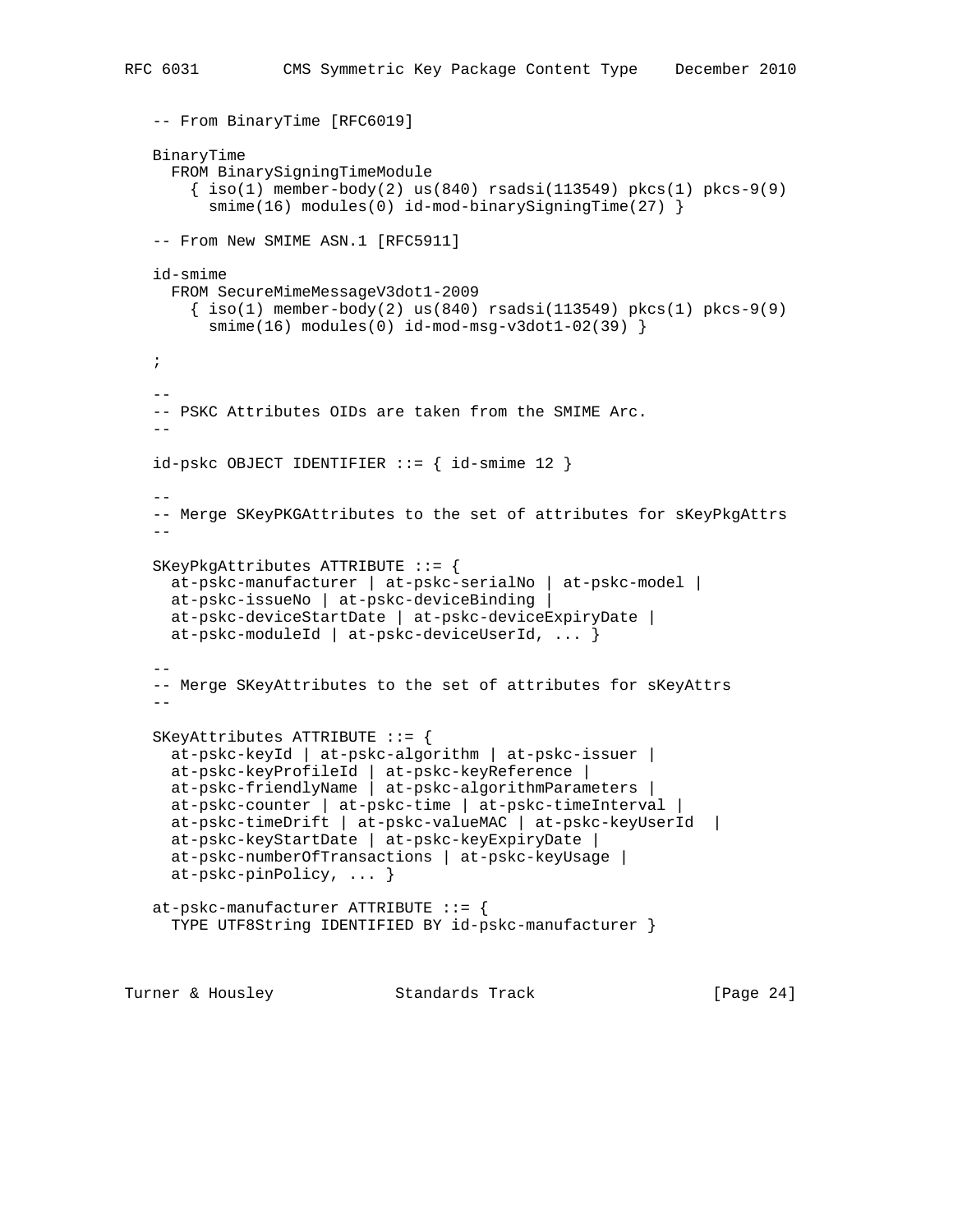```
   -- From BinaryTime [RFC6019]

   BinaryTime
     FROM BinarySigningTimeModule
       { iso(1) member-body(2) us(840) rsadsi(113549) pkcs(1) pkcs-9(9)
         smime(16) modules(0) id-mod-binarySigningTime(27) }

   -- From New SMIME ASN.1 [RFC5911]

   id-smime
     FROM SecureMimeMessageV3dot1-2009
       { iso(1) member-body(2) us(840) rsadsi(113549) pkcs(1) pkcs-9(9)
         smime(16) modules(0) id-mod-msg-v3dot1-02(39) }

   ;

   --
   -- PSKC Attributes OIDs are taken from the SMIME Arc.
   --

   id-pskc OBJECT IDENTIFIER ::= { id-smime 12 }

   --
   -- Merge SKeyPKGAttributes to the set of attributes for sKeyPkgAttrs
   --

   SKeyPkgAttributes ATTRIBUTE ::= {
     at-pskc-manufacturer | at-pskc-serialNo | at-pskc-model |
     at-pskc-issueNo | at-pskc-deviceBinding |
     at-pskc-deviceStartDate | at-pskc-deviceExpiryDate |
     at-pskc-moduleId | at-pskc-deviceUserId, ... }

   --
   -- Merge SKeyAttributes to the set of attributes for sKeyAttrs
   --

   SKeyAttributes ATTRIBUTE ::= {
     at-pskc-keyId | at-pskc-algorithm | at-pskc-issuer |
     at-pskc-keyProfileId | at-pskc-keyReference |
     at-pskc-friendlyName | at-pskc-algorithmParameters |
     at-pskc-counter | at-pskc-time | at-pskc-timeInterval |
     at-pskc-timeDrift | at-pskc-valueMAC | at-pskc-keyUserId  |
     at-pskc-keyStartDate | at-pskc-keyExpiryDate |
     at-pskc-numberOfTransactions | at-pskc-keyUsage |
     at-pskc-pinPolicy, ... }

   at-pskc-manufacturer ATTRIBUTE ::= {
     TYPE UTF8String IDENTIFIED BY id-pskc-manufacturer }
```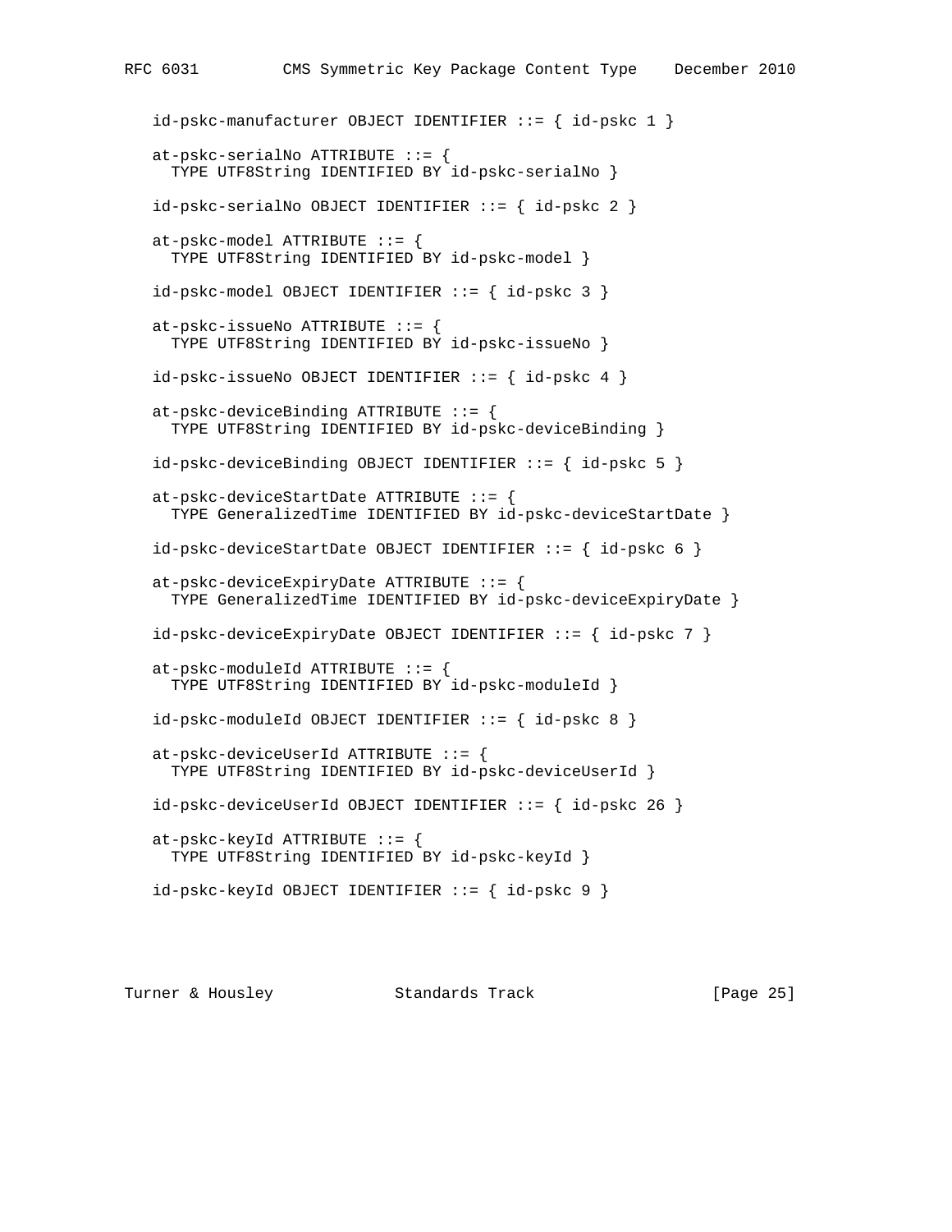```
   id-pskc-manufacturer OBJECT IDENTIFIER ::= { id-pskc 1 }

   at-pskc-serialNo ATTRIBUTE ::= {
     TYPE UTF8String IDENTIFIED BY id-pskc-serialNo }

   id-pskc-serialNo OBJECT IDENTIFIER ::= { id-pskc 2 }

   at-pskc-model ATTRIBUTE ::= {
     TYPE UTF8String IDENTIFIED BY id-pskc-model }

   id-pskc-model OBJECT IDENTIFIER ::= { id-pskc 3 }

   at-pskc-issueNo ATTRIBUTE ::= {
     TYPE UTF8String IDENTIFIED BY id-pskc-issueNo }

   id-pskc-issueNo OBJECT IDENTIFIER ::= { id-pskc 4 }

   at-pskc-deviceBinding ATTRIBUTE ::= {
     TYPE UTF8String IDENTIFIED BY id-pskc-deviceBinding }

   id-pskc-deviceBinding OBJECT IDENTIFIER ::= { id-pskc 5 }

   at-pskc-deviceStartDate ATTRIBUTE ::= {
     TYPE GeneralizedTime IDENTIFIED BY id-pskc-deviceStartDate }

   id-pskc-deviceStartDate OBJECT IDENTIFIER ::= { id-pskc 6 }

   at-pskc-deviceExpiryDate ATTRIBUTE ::= {
     TYPE GeneralizedTime IDENTIFIED BY id-pskc-deviceExpiryDate }

   id-pskc-deviceExpiryDate OBJECT IDENTIFIER ::= { id-pskc 7 }

   at-pskc-moduleId ATTRIBUTE ::= {
     TYPE UTF8String IDENTIFIED BY id-pskc-moduleId }

   id-pskc-moduleId OBJECT IDENTIFIER ::= { id-pskc 8 }

   at-pskc-deviceUserId ATTRIBUTE ::= {
     TYPE UTF8String IDENTIFIED BY id-pskc-deviceUserId }

   id-pskc-deviceUserId OBJECT IDENTIFIER ::= { id-pskc 26 }

   at-pskc-keyId ATTRIBUTE ::= {
     TYPE UTF8String IDENTIFIED BY id-pskc-keyId }

   id-pskc-keyId OBJECT IDENTIFIER ::= { id-pskc 9 }
```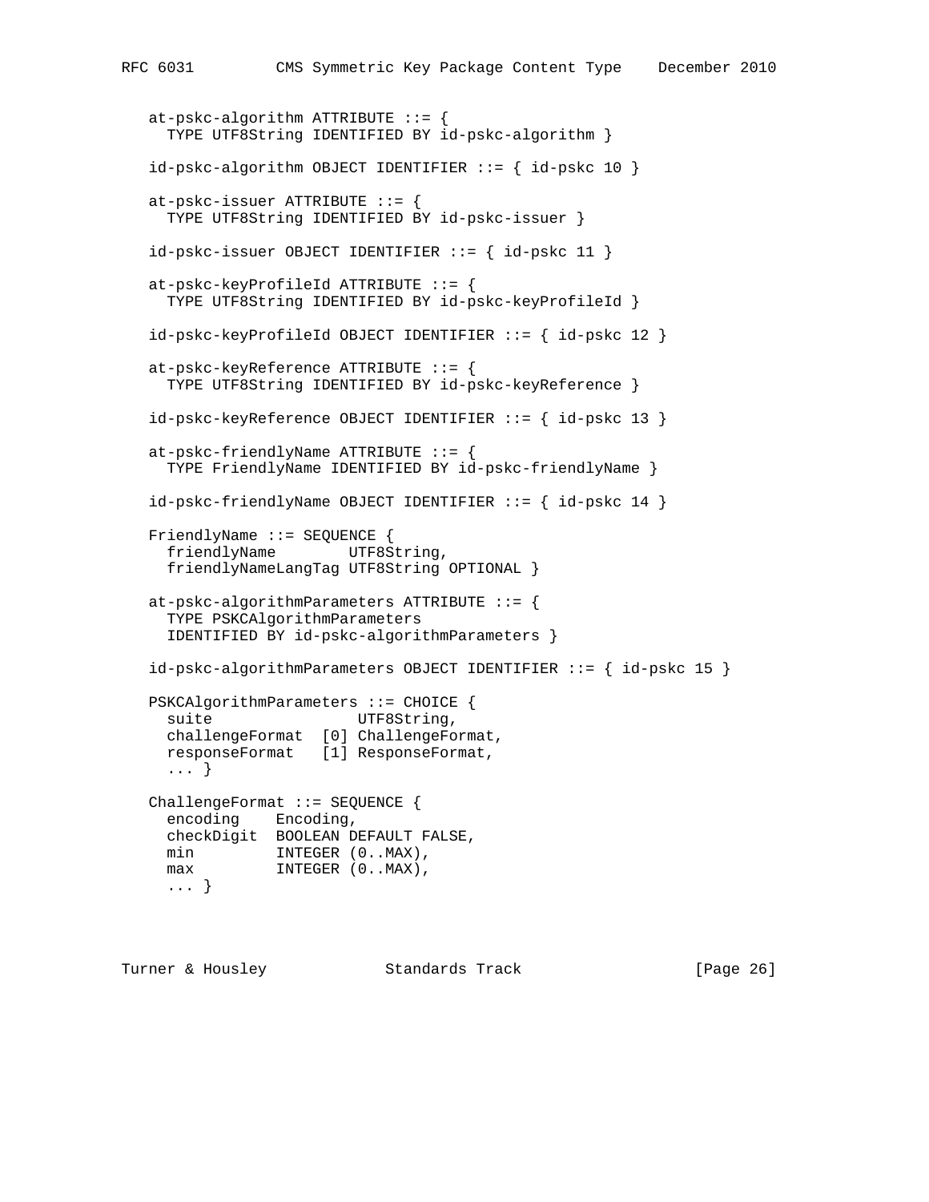```
   at-pskc-algorithm ATTRIBUTE ::= {
     TYPE UTF8String IDENTIFIED BY id-pskc-algorithm }

   id-pskc-algorithm OBJECT IDENTIFIER ::= { id-pskc 10 }

   at-pskc-issuer ATTRIBUTE ::= {
     TYPE UTF8String IDENTIFIED BY id-pskc-issuer }

   id-pskc-issuer OBJECT IDENTIFIER ::= { id-pskc 11 }

   at-pskc-keyProfileId ATTRIBUTE ::= {
     TYPE UTF8String IDENTIFIED BY id-pskc-keyProfileId }

   id-pskc-keyProfileId OBJECT IDENTIFIER ::= { id-pskc 12 }

   at-pskc-keyReference ATTRIBUTE ::= {
     TYPE UTF8String IDENTIFIED BY id-pskc-keyReference }

   id-pskc-keyReference OBJECT IDENTIFIER ::= { id-pskc 13 }

   at-pskc-friendlyName ATTRIBUTE ::= {
     TYPE FriendlyName IDENTIFIED BY id-pskc-friendlyName }

   id-pskc-friendlyName OBJECT IDENTIFIER ::= { id-pskc 14 }

   FriendlyName ::= SEQUENCE {
     friendlyName        UTF8String,
     friendlyNameLangTag UTF8String OPTIONAL }

   at-pskc-algorithmParameters ATTRIBUTE ::= {
     TYPE PSKCAlgorithmParameters
     IDENTIFIED BY id-pskc-algorithmParameters }

   id-pskc-algorithmParameters OBJECT IDENTIFIER ::= { id-pskc 15 }

   PSKCAlgorithmParameters ::= CHOICE {
     suite                UTF8String,
     challengeFormat  [0] ChallengeFormat,
     responseFormat   [1] ResponseFormat,
     ... }

   ChallengeFormat ::= SEQUENCE {
     encoding    Encoding,
     checkDigit  BOOLEAN DEFAULT FALSE,
     min         INTEGER (0..MAX),
     max         INTEGER (0..MAX),
     ... }
```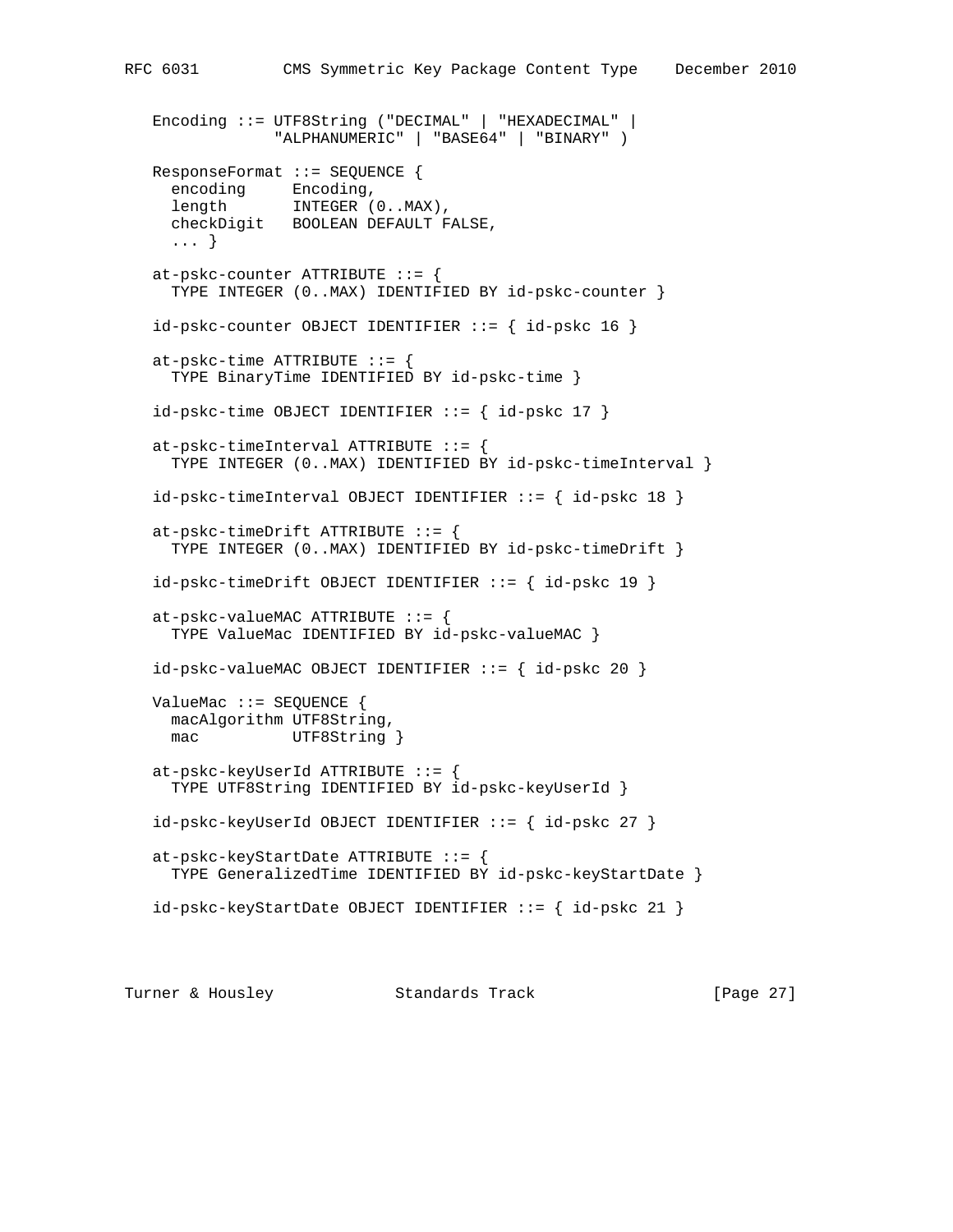```
   Encoding ::= UTF8String ("DECIMAL" | "HEXADECIMAL" |
                "ALPHANUMERIC" | "BASE64" | "BINARY" )

   ResponseFormat ::= SEQUENCE {
     encoding     Encoding,
     length       INTEGER (0..MAX),
     checkDigit   BOOLEAN DEFAULT FALSE,
     ... }

   at-pskc-counter ATTRIBUTE ::= {
     TYPE INTEGER (0..MAX) IDENTIFIED BY id-pskc-counter }

   id-pskc-counter OBJECT IDENTIFIER ::= { id-pskc 16 }

   at-pskc-time ATTRIBUTE ::= {
     TYPE BinaryTime IDENTIFIED BY id-pskc-time }

   id-pskc-time OBJECT IDENTIFIER ::= { id-pskc 17 }

   at-pskc-timeInterval ATTRIBUTE ::= {
     TYPE INTEGER (0..MAX) IDENTIFIED BY id-pskc-timeInterval }

   id-pskc-timeInterval OBJECT IDENTIFIER ::= { id-pskc 18 }

   at-pskc-timeDrift ATTRIBUTE ::= {
     TYPE INTEGER (0..MAX) IDENTIFIED BY id-pskc-timeDrift }

   id-pskc-timeDrift OBJECT IDENTIFIER ::= { id-pskc 19 }

   at-pskc-valueMAC ATTRIBUTE ::= {
     TYPE ValueMac IDENTIFIED BY id-pskc-valueMAC }

   id-pskc-valueMAC OBJECT IDENTIFIER ::= { id-pskc 20 }

   ValueMac ::= SEQUENCE {
     macAlgorithm UTF8String,
     mac          UTF8String }

   at-pskc-keyUserId ATTRIBUTE ::= {
     TYPE UTF8String IDENTIFIED BY id-pskc-keyUserId }

   id-pskc-keyUserId OBJECT IDENTIFIER ::= { id-pskc 27 }

   at-pskc-keyStartDate ATTRIBUTE ::= {
     TYPE GeneralizedTime IDENTIFIED BY id-pskc-keyStartDate }

   id-pskc-keyStartDate OBJECT IDENTIFIER ::= { id-pskc 21 }
```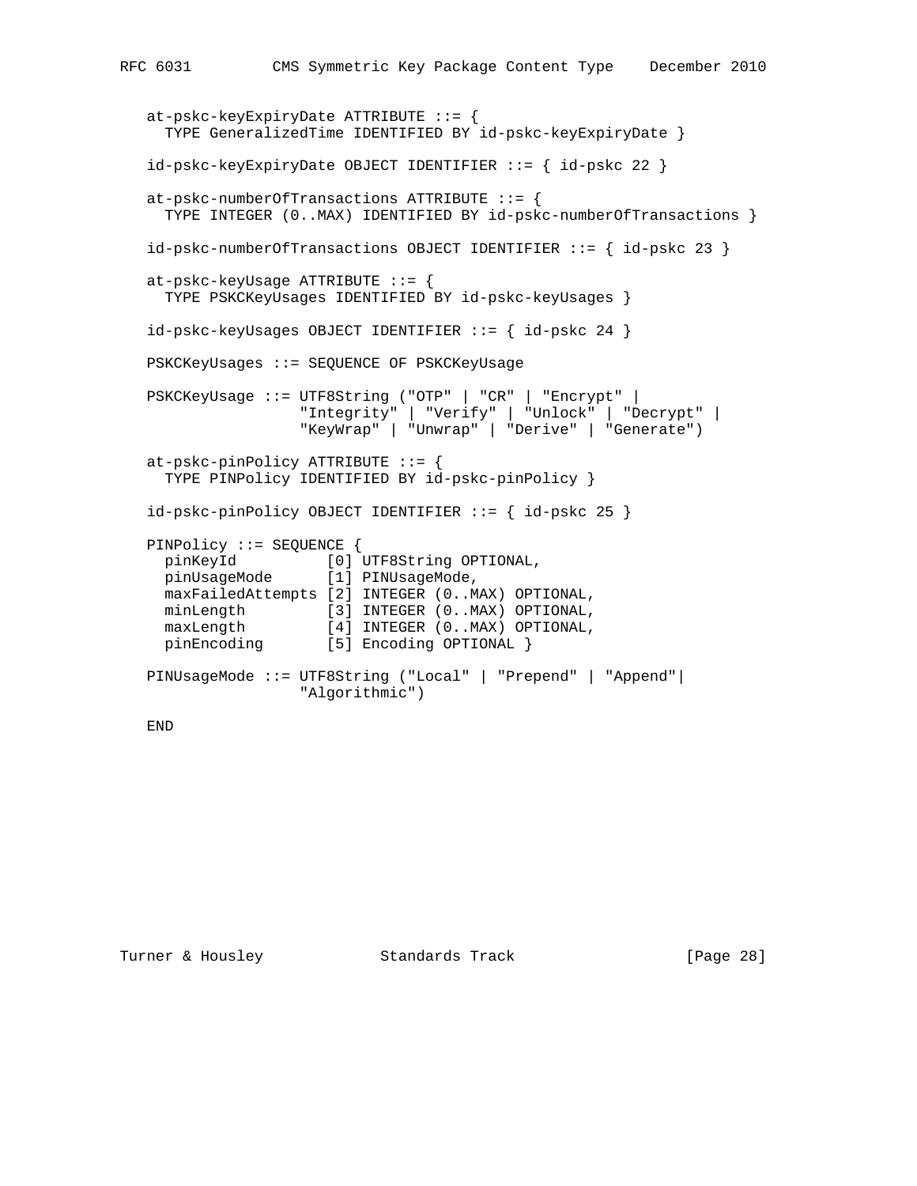```
   at-pskc-keyExpiryDate ATTRIBUTE ::= {
     TYPE GeneralizedTime IDENTIFIED BY id-pskc-keyExpiryDate }

   id-pskc-keyExpiryDate OBJECT IDENTIFIER ::= { id-pskc 22 }

   at-pskc-numberOfTransactions ATTRIBUTE ::= {
     TYPE INTEGER (0..MAX) IDENTIFIED BY id-pskc-numberOfTransactions }

   id-pskc-numberOfTransactions OBJECT IDENTIFIER ::= { id-pskc 23 }

   at-pskc-keyUsage ATTRIBUTE ::= {
     TYPE PSKCKeyUsages IDENTIFIED BY id-pskc-keyUsages }

   id-pskc-keyUsages OBJECT IDENTIFIER ::= { id-pskc 24 }

   PSKCKeyUsages ::= SEQUENCE OF PSKCKeyUsage

   PSKCKeyUsage ::= UTF8String ("OTP" | "CR" | "Encrypt" |
                    "Integrity" | "Verify" | "Unlock" | "Decrypt" |
                    "KeyWrap" | "Unwrap" | "Derive" | "Generate")

   at-pskc-pinPolicy ATTRIBUTE ::= {
     TYPE PINPolicy IDENTIFIED BY id-pskc-pinPolicy }

   id-pskc-pinPolicy OBJECT IDENTIFIER ::= { id-pskc 25 }

   PINPolicy ::= SEQUENCE {
     pinKeyId          [0] UTF8String OPTIONAL,
     pinUsageMode      [1] PINUsageMode,
     maxFailedAttempts [2] INTEGER (0..MAX) OPTIONAL,
     minLength         [3] INTEGER (0..MAX) OPTIONAL,
     maxLength         [4] INTEGER (0..MAX) OPTIONAL,
     pinEncoding       [5] Encoding OPTIONAL }

   PINUsageMode ::= UTF8String ("Local" | "Prepend" | "Append"|
                    "Algorithmic")

   END
```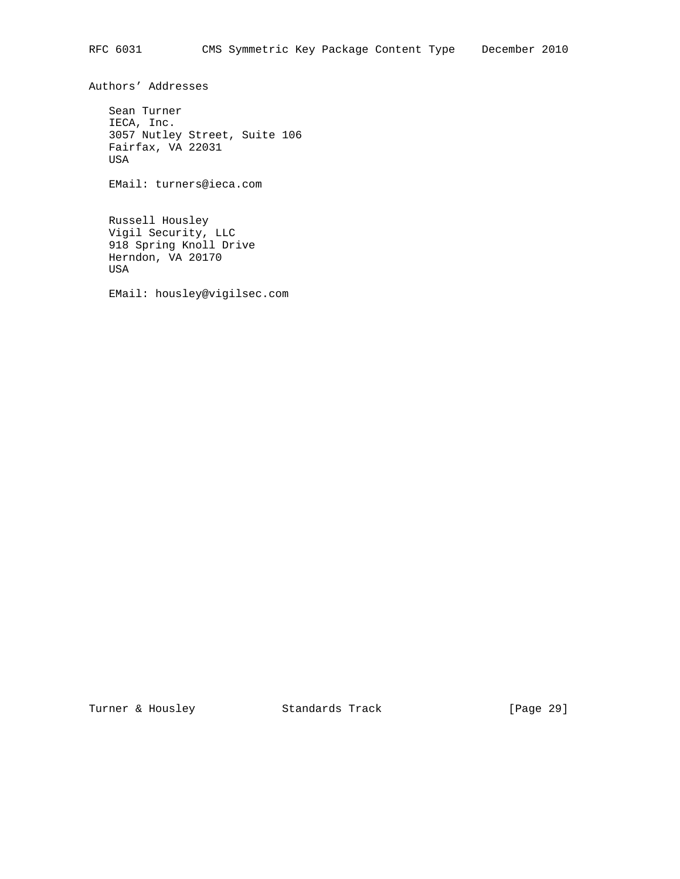## Authors' Addresses

Sean Turner
IECA, Inc.
3057 Nutley Street, Suite 106
Fairfax, VA 22031
USA

EMail: turners@ieca.com

Russell Housley
Vigil Security, LLC
918 Spring Knoll Drive
Herndon, VA 20170
USA

EMail: housley@vigilsec.com